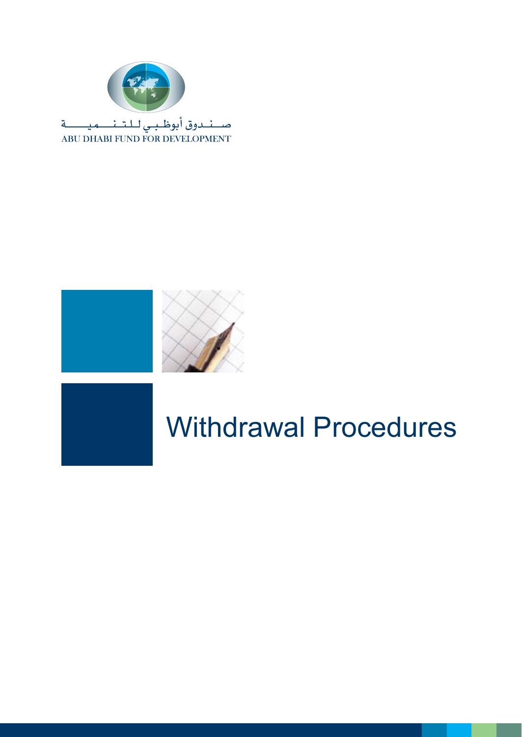صـنـدوق أبوظـبـي لـلـتـنـمـيـة

ABU DHABI FUND FOR DEVELOPMENT

# Withdrawal Procedures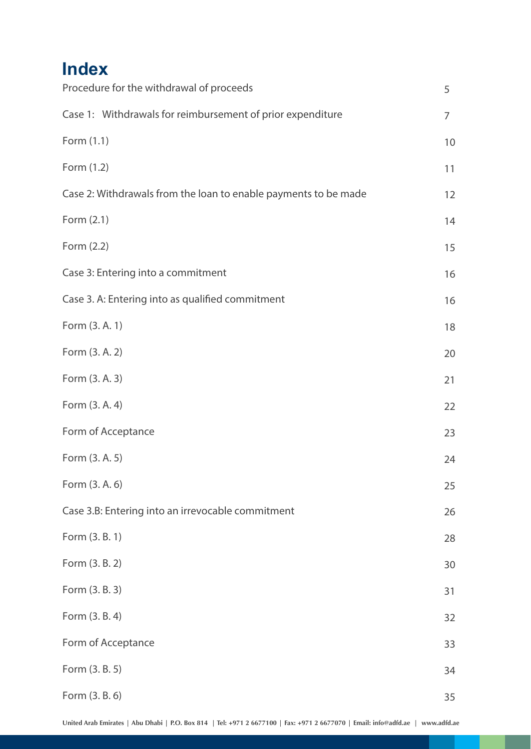# Index

| | |
|---|---|
| Procedure for the withdrawal of proceeds | 5 |
| Case 1: Withdrawals for reimbursement of prior expenditure | 7 |
| Form (1.1) | 10 |
| Form (1.2) | 11 |
| Case 2: Withdrawals from the loan to enable payments to be made | 12 |
| Form (2.1) | 14 |
| Form (2.2) | 15 |
| Case 3: Entering into a commitment | 16 |
| Case 3. A: Entering into as qualified commitment | 16 |
| Form (3. A. 1) | 18 |
| Form (3. A. 2) | 20 |
| Form (3. A. 3) | 21 |
| Form (3. A. 4) | 22 |
| Form of Acceptance | 23 |
| Form (3. A. 5) | 24 |
| Form (3. A. 6) | 25 |
| Case 3.B: Entering into an irrevocable commitment | 26 |
| Form (3. B. 1) | 28 |
| Form (3. B. 2) | 30 |
| Form (3. B. 3) | 31 |
| Form (3. B. 4) | 32 |
| Form of Acceptance | 33 |
| Form (3. B. 5) | 34 |
| Form (3. B. 6) | 35 |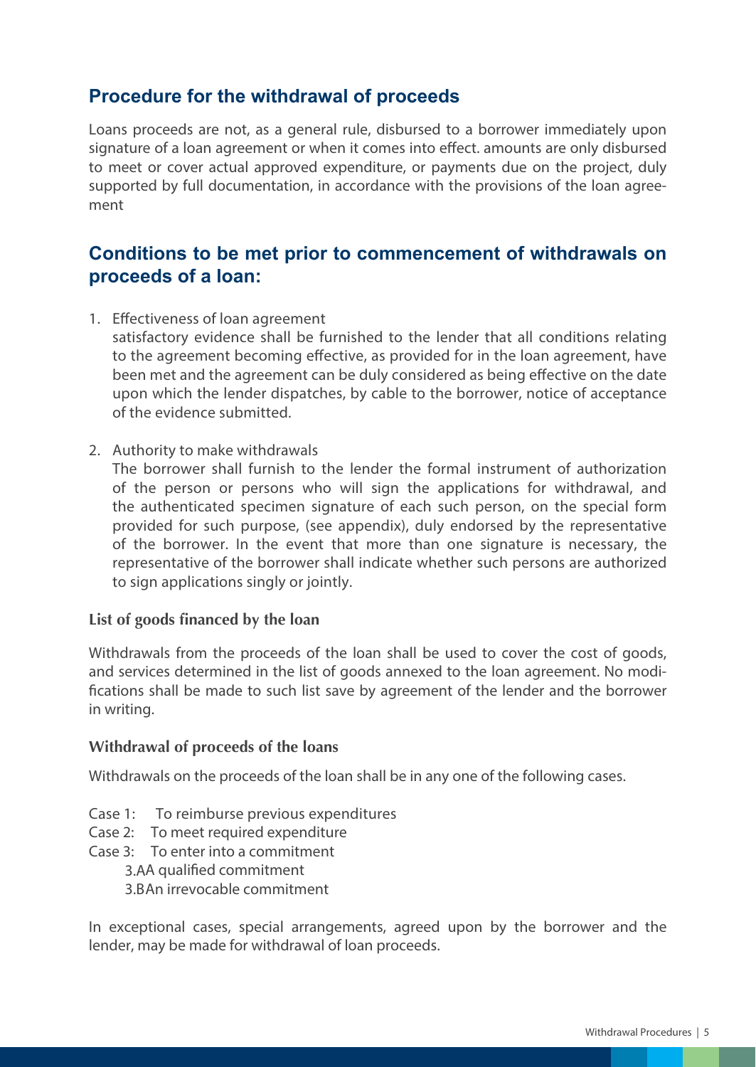## Procedure for the withdrawal of proceeds

Loans proceeds are not, as a general rule, disbursed to a borrower immediately upon signature of a loan agreement or when it comes into effect. amounts are only disbursed to meet or cover actual approved expenditure, or payments due on the project, duly supported by full documentation, in accordance with the provisions of the loan agreement

## Conditions to be met prior to commencement of withdrawals on proceeds of a loan:

1. Effectiveness of loan agreement
   satisfactory evidence shall be furnished to the lender that all conditions relating to the agreement becoming effective, as provided for in the loan agreement, have been met and the agreement can be duly considered as being effective on the date upon which the lender dispatches, by cable to the borrower, notice of acceptance of the evidence submitted.

2. Authority to make withdrawals
   The borrower shall furnish to the lender the formal instrument of authorization of the person or persons who will sign the applications for withdrawal, and the authenticated specimen signature of each such person, on the special form provided for such purpose, (see appendix), duly endorsed by the representative of the borrower. In the event that more than one signature is necessary, the representative of the borrower shall indicate whether such persons are authorized to sign applications singly or jointly.

### List of goods financed by the loan

Withdrawals from the proceeds of the loan shall be used to cover the cost of goods, and services determined in the list of goods annexed to the loan agreement. No modifications shall be made to such list save by agreement of the lender and the borrower in writing.

### Withdrawal of proceeds of the loans

Withdrawals on the proceeds of the loan shall be in any one of the following cases.

Case 1: To reimburse previous expenditures
Case 2: To meet required expenditure
Case 3: To enter into a commitment
- 3.A A qualified commitment
- 3.B An irrevocable commitment

In exceptional cases, special arrangements, agreed upon by the borrower and the lender, may be made for withdrawal of loan proceeds.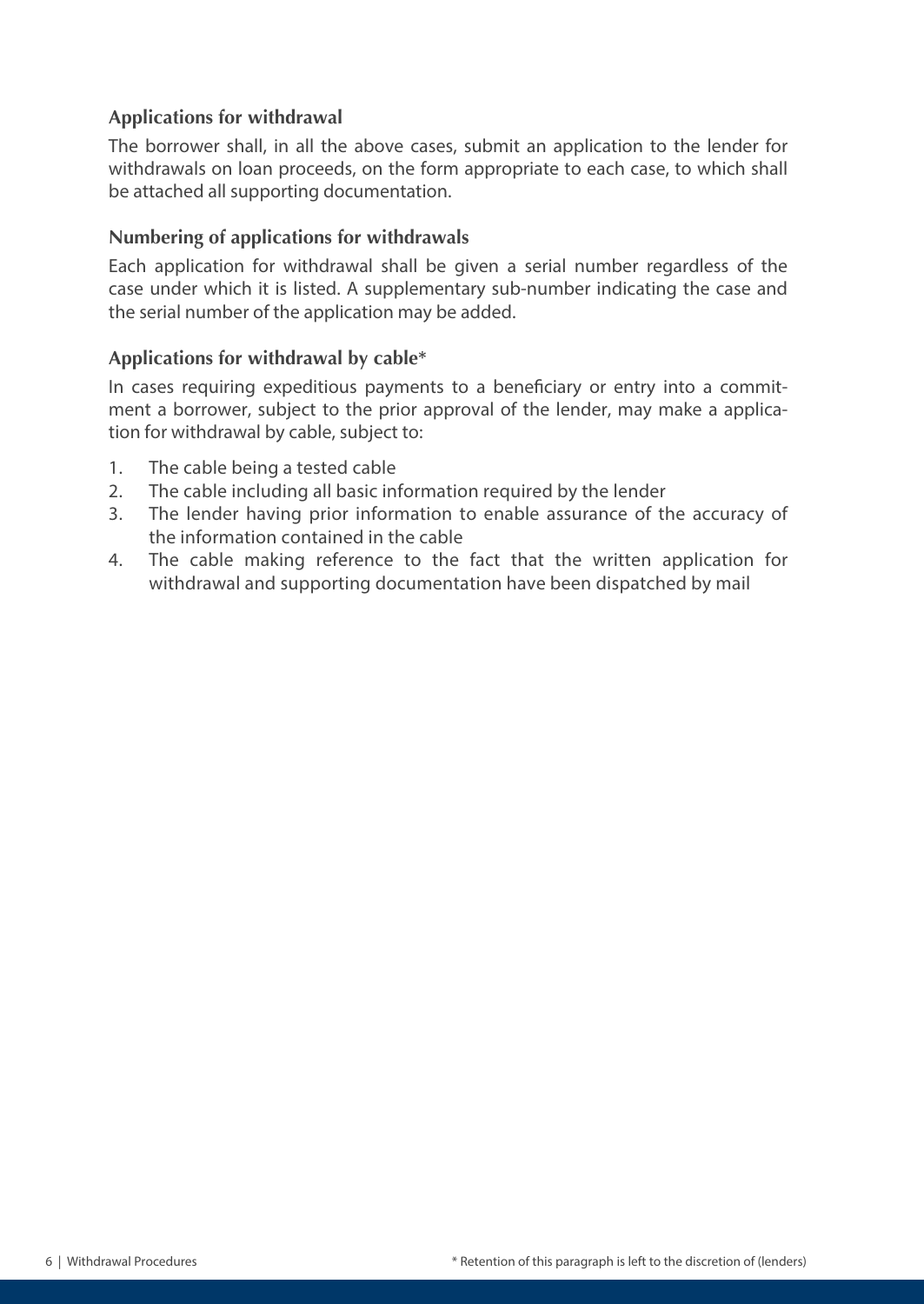### Applications for withdrawal

The borrower shall, in all the above cases, submit an application to the lender for withdrawals on loan proceeds, on the form appropriate to each case, to which shall be attached all supporting documentation.

### Numbering of applications for withdrawals

Each application for withdrawal shall be given a serial number regardless of the case under which it is listed. A supplementary sub-number indicating the case and the serial number of the application may be added.

### Applications for withdrawal by cable*

In cases requiring expeditious payments to a beneficiary or entry into a commitment a borrower, subject to the prior approval of the lender, may make a application for withdrawal by cable, subject to:

1. The cable being a tested cable
2. The cable including all basic information required by the lender
3. The lender having prior information to enable assurance of the accuracy of the information contained in the cable
4. The cable making reference to the fact that the written application for withdrawal and supporting documentation have been dispatched by mail

* Retention of this paragraph is left to the discretion of (lenders)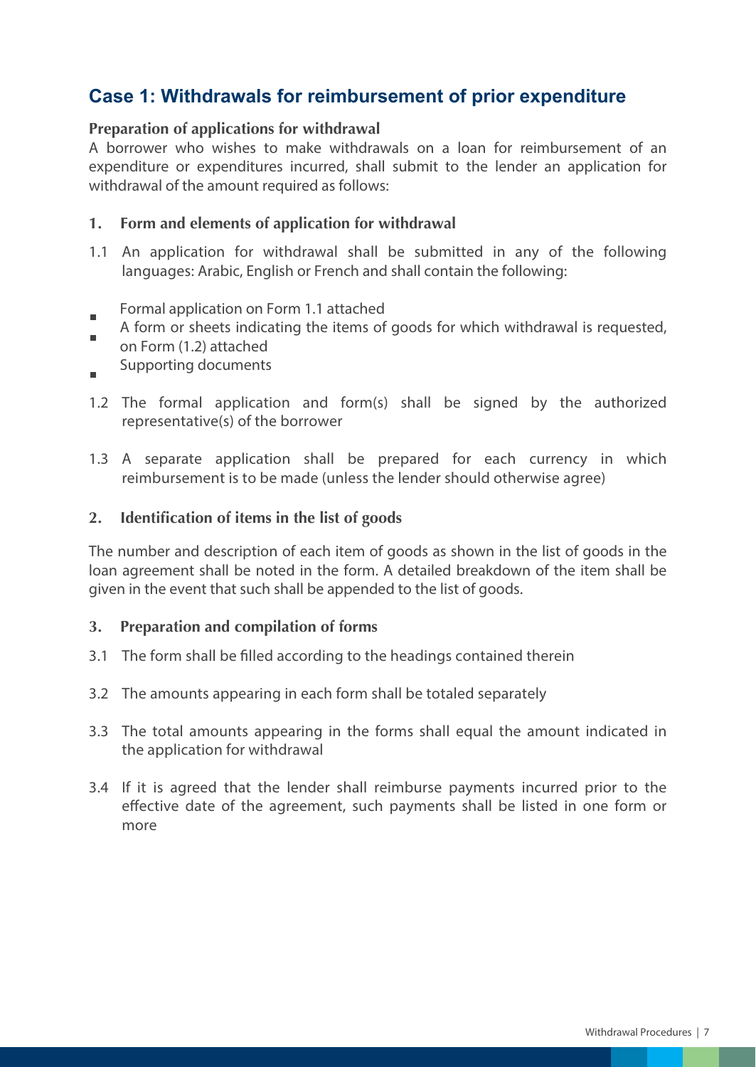## Case 1: Withdrawals for reimbursement of prior expenditure

### Preparation of applications for withdrawal

A borrower who wishes to make withdrawals on a loan for reimbursement of an expenditure or expenditures incurred, shall submit to the lender an application for withdrawal of the amount required as follows:

### 1. Form and elements of application for withdrawal

1.1 An application for withdrawal shall be submitted in any of the following languages: Arabic, English or French and shall contain the following:

- Formal application on Form 1.1 attached
- A form or sheets indicating the items of goods for which withdrawal is requested, on Form (1.2) attached
- Supporting documents

1.2 The formal application and form(s) shall be signed by the authorized representative(s) of the borrower

1.3 A separate application shall be prepared for each currency in which reimbursement is to be made (unless the lender should otherwise agree)

### 2. Identification of items in the list of goods

The number and description of each item of goods as shown in the list of goods in the loan agreement shall be noted in the form. A detailed breakdown of the item shall be given in the event that such shall be appended to the list of goods.

### 3. Preparation and compilation of forms

3.1 The form shall be filled according to the headings contained therein

3.2 The amounts appearing in each form shall be totaled separately

3.3 The total amounts appearing in the forms shall equal the amount indicated in the application for withdrawal

3.4 If it is agreed that the lender shall reimburse payments incurred prior to the effective date of the agreement, such payments shall be listed in one form or more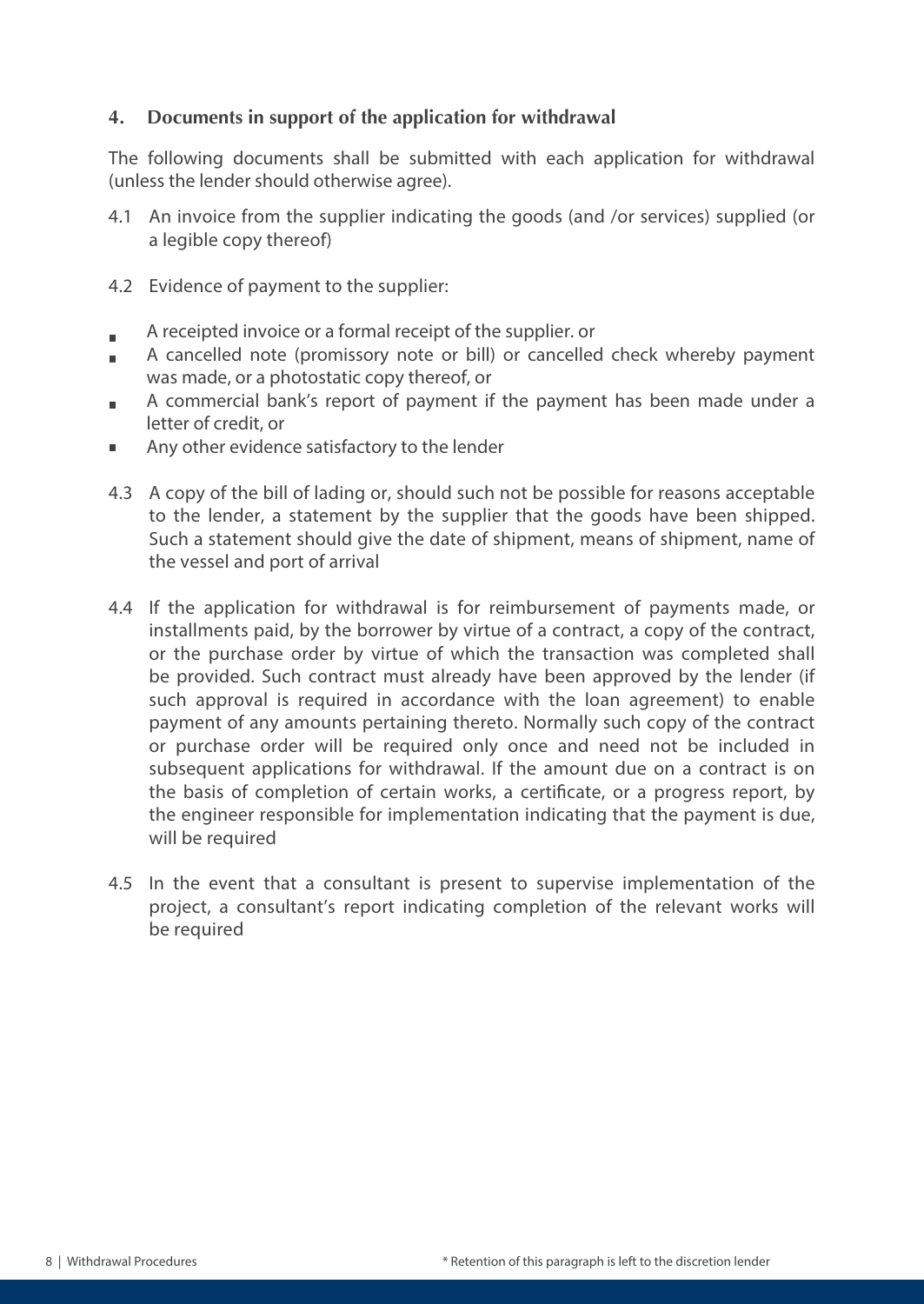## 4. Documents in support of the application for withdrawal

The following documents shall be submitted with each application for withdrawal (unless the lender should otherwise agree).

4.1 An invoice from the supplier indicating the goods (and /or services) supplied (or a legible copy thereof)

4.2 Evidence of payment to the supplier:

- A receipted invoice or a formal receipt of the supplier. or
- A cancelled note (promissory note or bill) or cancelled check whereby payment was made, or a photostatic copy thereof, or
- A commercial bank's report of payment if the payment has been made under a letter of credit, or
- Any other evidence satisfactory to the lender

4.3 A copy of the bill of lading or, should such not be possible for reasons acceptable to the lender, a statement by the supplier that the goods have been shipped. Such a statement should give the date of shipment, means of shipment, name of the vessel and port of arrival

4.4 If the application for withdrawal is for reimbursement of payments made, or installments paid, by the borrower by virtue of a contract, a copy of the contract, or the purchase order by virtue of which the transaction was completed shall be provided. Such contract must already have been approved by the lender (if such approval is required in accordance with the loan agreement) to enable payment of any amounts pertaining thereto. Normally such copy of the contract or purchase order will be required only once and need not be included in subsequent applications for withdrawal. If the amount due on a contract is on the basis of completion of certain works, a certificate, or a progress report, by the engineer responsible for implementation indicating that the payment is due, will be required

4.5 In the event that a consultant is present to supervise implementation of the project, a consultant's report indicating completion of the relevant works will be required

* Retention of this paragraph is left to the discretion lender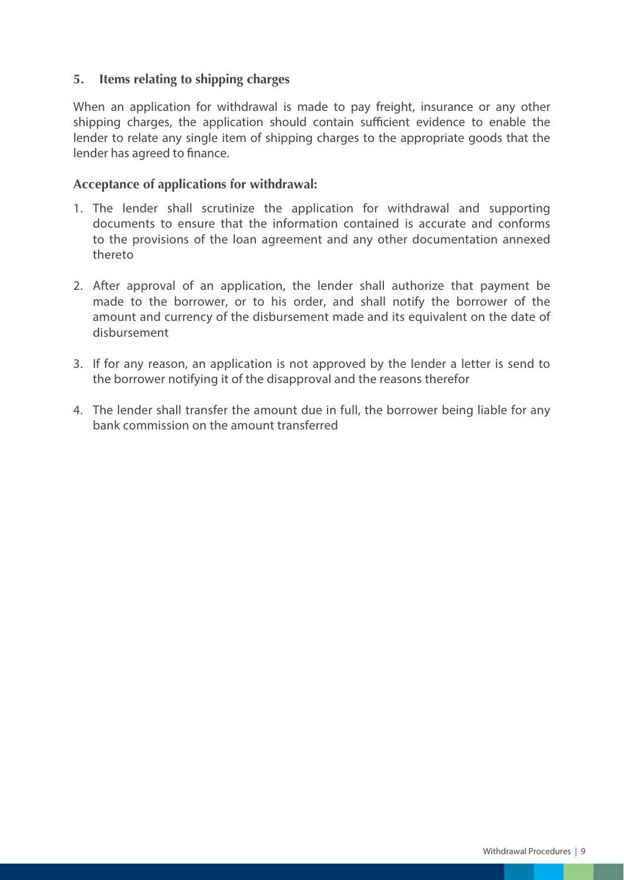## 5. Items relating to shipping charges

When an application for withdrawal is made to pay freight, insurance or any other shipping charges, the application should contain sufficient evidence to enable the lender to relate any single item of shipping charges to the appropriate goods that the lender has agreed to finance.

### Acceptance of applications for withdrawal:

1. The lender shall scrutinize the application for withdrawal and supporting documents to ensure that the information contained is accurate and conforms to the provisions of the loan agreement and any other documentation annexed thereto
2. After approval of an application, the lender shall authorize that payment be made to the borrower, or to his order, and shall notify the borrower of the amount and currency of the disbursement made and its equivalent on the date of disbursement
3. If for any reason, an application is not approved by the lender a letter is send to the borrower notifying it of the disapproval and the reasons therefor
4. The lender shall transfer the amount due in full, the borrower being liable for any bank commission on the amount transferred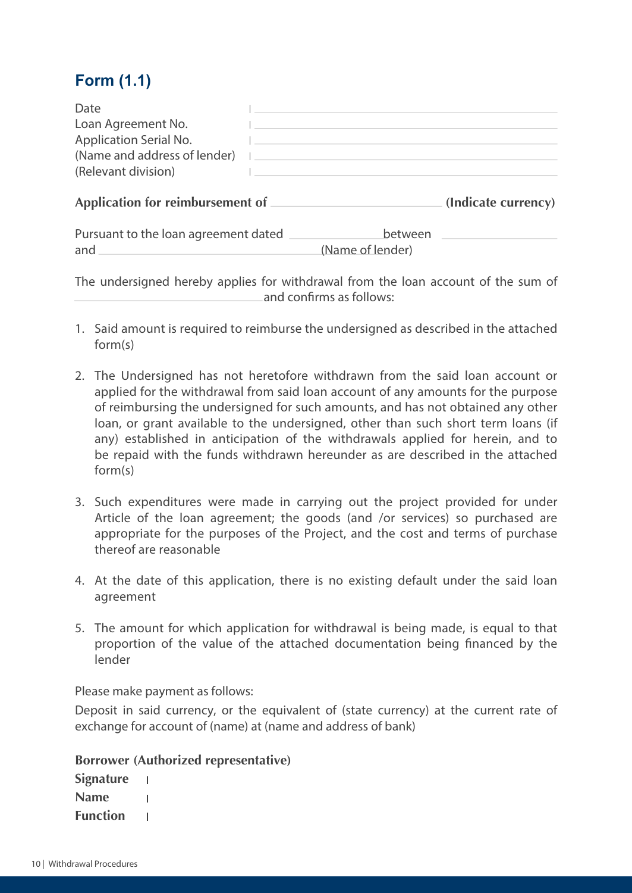## Form (1.1)

Date | ______________________________

Loan Agreement No. | ______________________________

Application Serial No. | ______________________________

(Name and address of lender) | ______________________________

(Relevant division) | ______________________________

**Application for reimbursement of ____________________ (Indicate currency)**

Pursuant to the loan agreement dated ______________ between ______________ and ______________________________ (Name of lender)

The undersigned hereby applies for withdrawal from the loan account of the sum of ______________________________ and confirms as follows:

1. Said amount is required to reimburse the undersigned as described in the attached form(s)
2. The Undersigned has not heretofore withdrawn from the said loan account or applied for the withdrawal from said loan account of any amounts for the purpose of reimbursing the undersigned for such amounts, and has not obtained any other loan, or grant available to the undersigned, other than such short term loans (if any) established in anticipation of the withdrawals applied for herein, and to be repaid with the funds withdrawn hereunder as are described in the attached form(s)
3. Such expenditures were made in carrying out the project provided for under Article of the loan agreement; the goods (and /or services) so purchased are appropriate for the purposes of the Project, and the cost and terms of purchase thereof are reasonable
4. At the date of this application, there is no existing default under the said loan agreement
5. The amount for which application for withdrawal is being made, is equal to that proportion of the value of the attached documentation being financed by the lender

Please make payment as follows:

Deposit in said currency, or the equivalent of (state currency) at the current rate of exchange for account of (name) at (name and address of bank)

**Borrower (Authorized representative)**

**Signature** |

**Name** |

**Function** |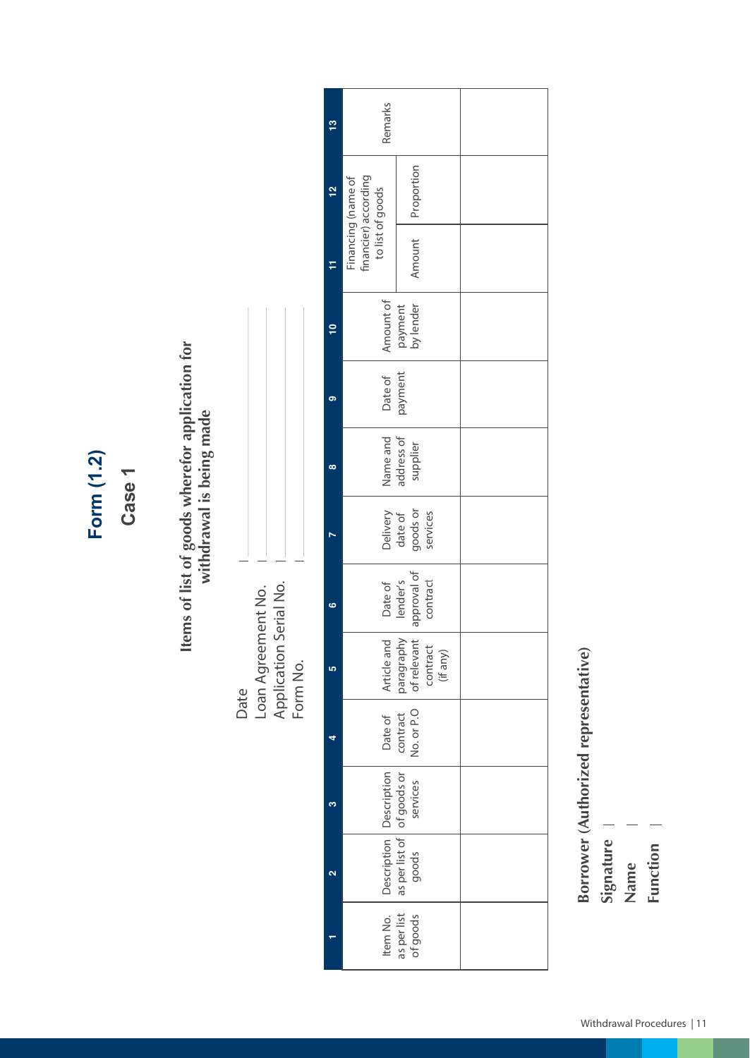# Form (1.2)

## Case 1

### Items of list of goods wherefor application for withdrawal is being made

Date

Loan Agreement No.

Application Serial No.

Form No.

| 1 | 2 | 3 | 4 | 5 | 6 | 7 | 8 | 9 | 10 | 11 | 12 | 13 |
|---|---|---|---|---|---|---|---|---|---|---|---|---|
| Item No. as per list of goods | Description as per list of goods | Description of goods or services | Date of contract No. or P.O | Article and paragraphy of relevant contract (if any) | Date of lender's approval of contract | Delivery date of goods or services | Name and address of supplier | Date of payment | Amount of payment by lender | Financing (name of financier) according to list of goods | | Remarks |
| | | | | | | | | | | Amount | Proportion | |
| | | | | | | | | | | | | |

**Borrower (Authorized representative)**

**Signature**

**Name**

**Function**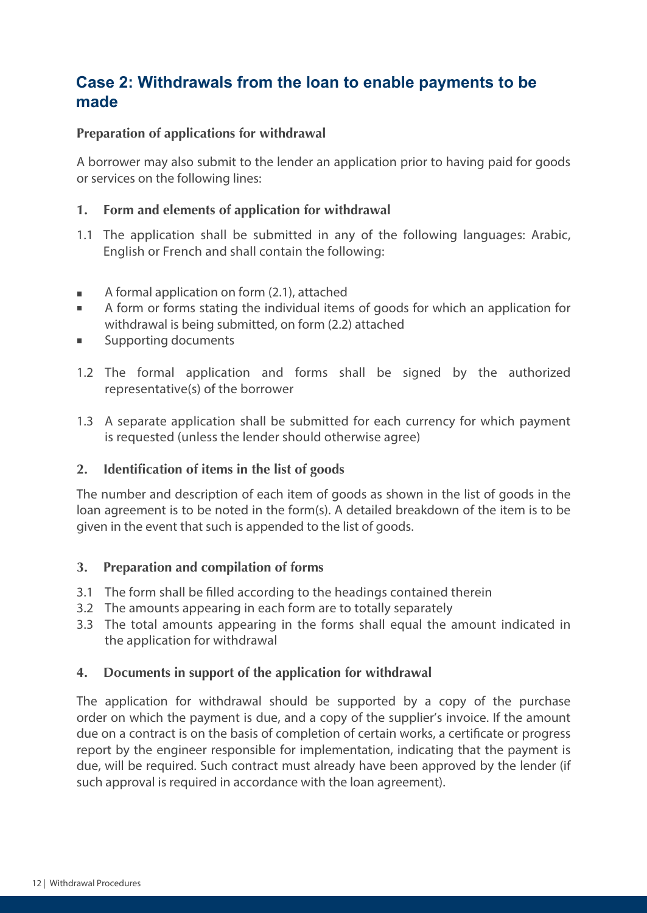## Case 2: Withdrawals from the loan to enable payments to be made

### Preparation of applications for withdrawal

A borrower may also submit to the lender an application prior to having paid for goods or services on the following lines:

#### 1. Form and elements of application for withdrawal

1.1 The application shall be submitted in any of the following languages: Arabic, English or French and shall contain the following:

- A formal application on form (2.1), attached
- A form or forms stating the individual items of goods for which an application for withdrawal is being submitted, on form (2.2) attached
- Supporting documents

1.2 The formal application and forms shall be signed by the authorized representative(s) of the borrower

1.3 A separate application shall be submitted for each currency for which payment is requested (unless the lender should otherwise agree)

#### 2. Identification of items in the list of goods

The number and description of each item of goods as shown in the list of goods in the loan agreement is to be noted in the form(s). A detailed breakdown of the item is to be given in the event that such is appended to the list of goods.

#### 3. Preparation and compilation of forms

3.1 The form shall be filled according to the headings contained therein

3.2 The amounts appearing in each form are to totally separately

3.3 The total amounts appearing in the forms shall equal the amount indicated in the application for withdrawal

#### 4. Documents in support of the application for withdrawal

The application for withdrawal should be supported by a copy of the purchase order on which the payment is due, and a copy of the supplier's invoice. If the amount due on a contract is on the basis of completion of certain works, a certificate or progress report by the engineer responsible for implementation, indicating that the payment is due, will be required. Such contract must already have been approved by the lender (if such approval is required in accordance with the loan agreement).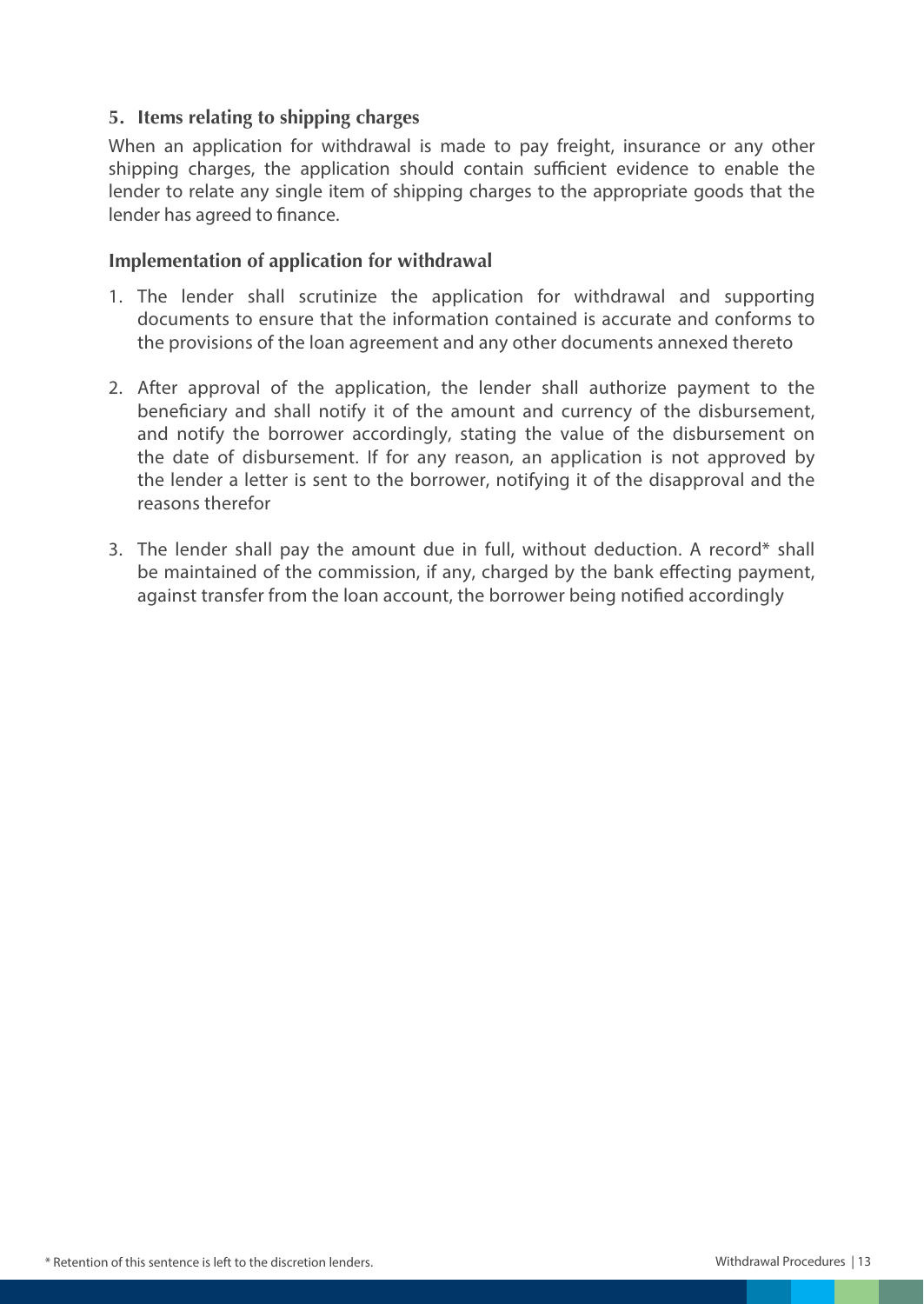### 5. Items relating to shipping charges

When an application for withdrawal is made to pay freight, insurance or any other shipping charges, the application should contain sufficient evidence to enable the lender to relate any single item of shipping charges to the appropriate goods that the lender has agreed to finance.

### Implementation of application for withdrawal

1. The lender shall scrutinize the application for withdrawal and supporting documents to ensure that the information contained is accurate and conforms to the provisions of the loan agreement and any other documents annexed thereto

2. After approval of the application, the lender shall authorize payment to the beneficiary and shall notify it of the amount and currency of the disbursement, and notify the borrower accordingly, stating the value of the disbursement on the date of disbursement. If for any reason, an application is not approved by the lender a letter is sent to the borrower, notifying it of the disapproval and the reasons therefor

3. The lender shall pay the amount due in full, without deduction. A record* shall be maintained of the commission, if any, charged by the bank effecting payment, against transfer from the loan account, the borrower being notified accordingly

* Retention of this sentence is left to the discretion lenders.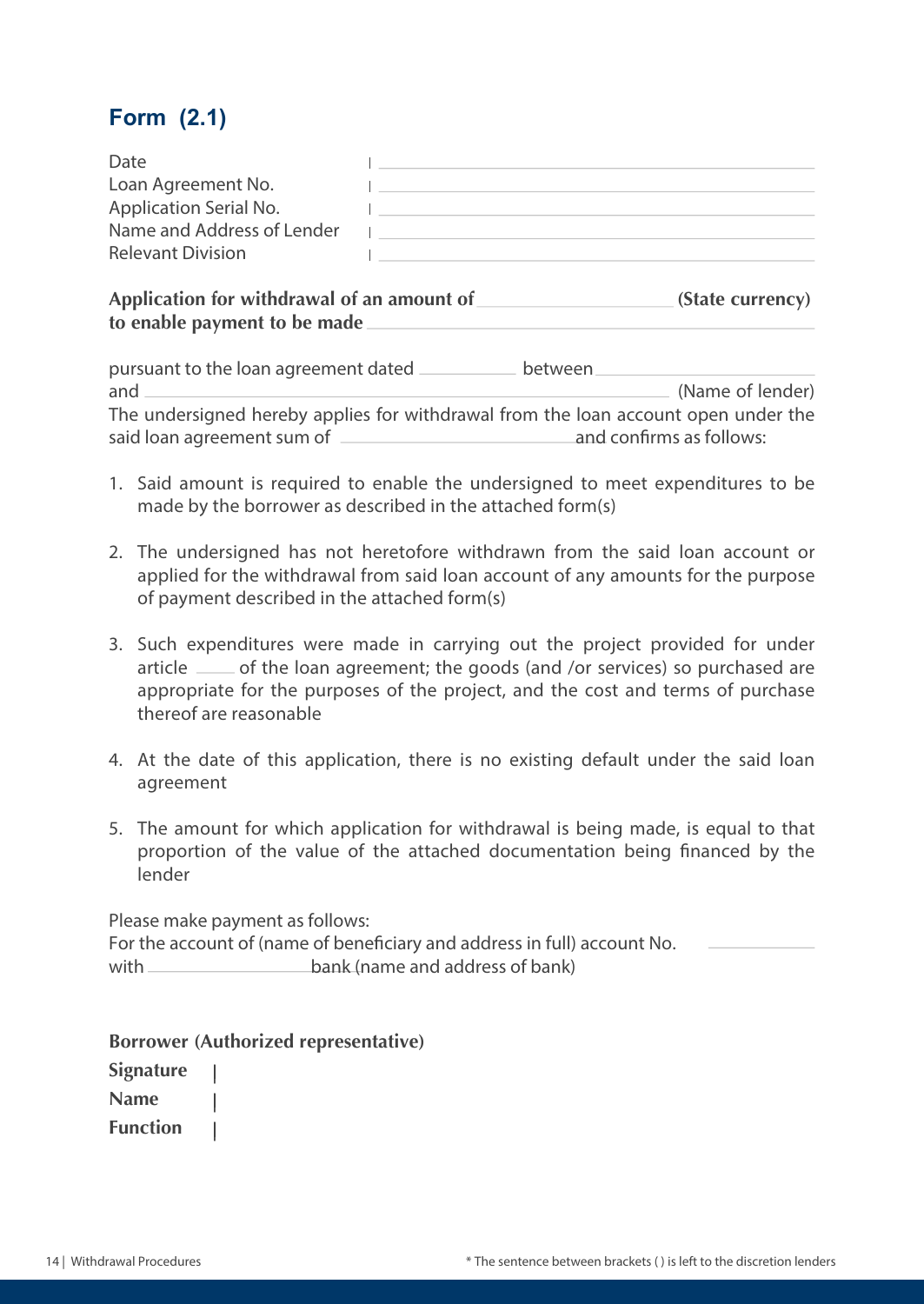## Form (2.1)

Date | ____________________
Loan Agreement No. | ____________________
Application Serial No. | ____________________
Name and Address of Lender | ____________________
Relevant Division | ____________________

**Application for withdrawal of an amount of ____________ (State currency) to enable payment to be made ____________________**

pursuant to the loan agreement dated ________ between ____________ and ______________________________ (Name of lender)
The undersigned hereby applies for withdrawal from the loan account open under the said loan agreement sum of ________________ and confirms as follows:

1. Said amount is required to enable the undersigned to meet expenditures to be made by the borrower as described in the attached form(s)
2. The undersigned has not heretofore withdrawn from the said loan account or applied for the withdrawal from said loan account of any amounts for the purpose of payment described in the attached form(s)
3. Such expenditures were made in carrying out the project provided for under article ____ of the loan agreement; the goods (and /or services) so purchased are appropriate for the purposes of the project, and the cost and terms of purchase thereof are reasonable
4. At the date of this application, there is no existing default under the said loan agreement
5. The amount for which application for withdrawal is being made, is equal to that proportion of the value of the attached documentation being financed by the lender

Please make payment as follows:
For the account of (name of beneficiary and address in full) account No. ________
with ____________ bank (name and address of bank)

**Borrower (Authorized representative)**

**Signature** |
**Name** |
**Function** |

\* The sentence between brackets ( ) is left to the discretion lenders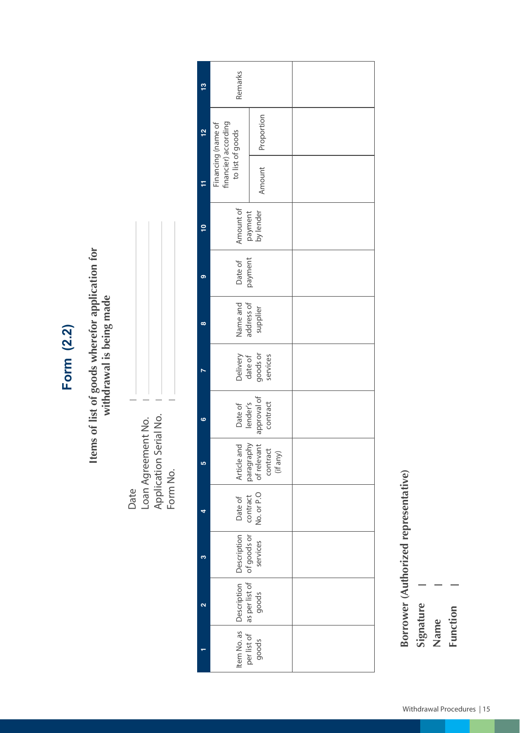# Form (2.2)

## Items of list of goods wherefor application for withdrawal is being made

Date |

Loan Agreement No. |

Application Serial No. |

Form No. |

| 1 | 2 | 3 | 4 | 5 | 6 | 7 | 8 | 9 | 10 | 11 | 12 | 13 |
|---|---|---|---|---|---|---|---|---|---|---|---|---|
| Item No. as per list of goods | Description as per list of goods | Description of goods or services | Date of contract No. or P.O | Article and paragraphy of relevant contract (if any) | Date of lender's approval of contract | Delivery date of goods or services | Name and address of supplier | Date of payment | Amount of payment by lender | Financing (name of financier) according to list of goods | | Remarks |
| | | | | | | | | | | Amount | Proportion | |
| | | | | | | | | | | | | |

**Borrower (Authorized representative)**

**Signature** |

**Name** |

**Function** |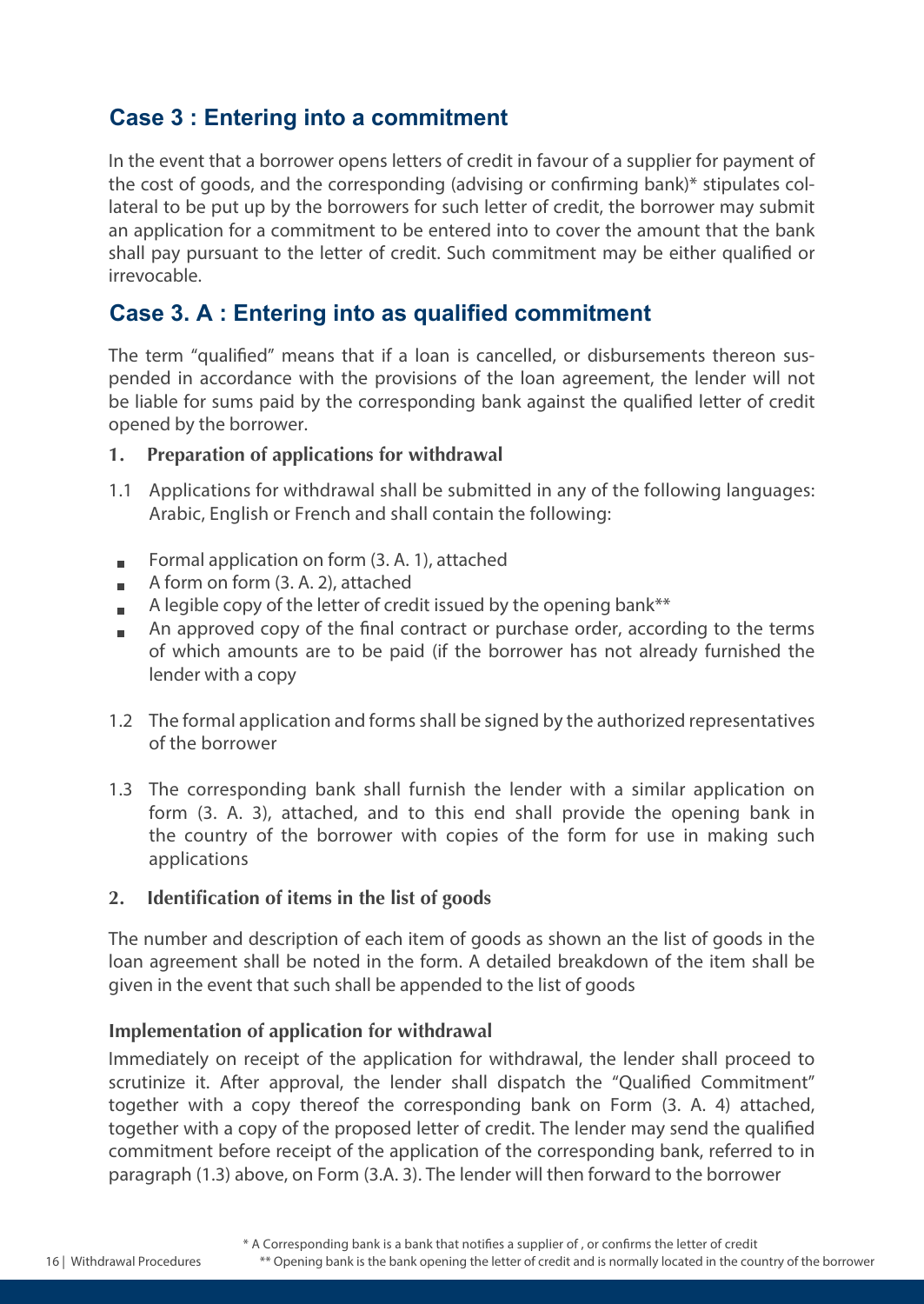## Case 3 : Entering into a commitment

In the event that a borrower opens letters of credit in favour of a supplier for payment of the cost of goods, and the corresponding (advising or confirming bank)* stipulates collateral to be put up by the borrowers for such letter of credit, the borrower may submit an application for a commitment to be entered into to cover the amount that the bank shall pay pursuant to the letter of credit. Such commitment may be either qualified or irrevocable.

## Case 3. A : Entering into as qualified commitment

The term "qualified" means that if a loan is cancelled, or disbursements thereon suspended in accordance with the provisions of the loan agreement, the lender will not be liable for sums paid by the corresponding bank against the qualified letter of credit opened by the borrower.

### 1. Preparation of applications for withdrawal

1.1 Applications for withdrawal shall be submitted in any of the following languages: Arabic, English or French and shall contain the following:

- Formal application on form (3. A. 1), attached
- A form on form (3. A. 2), attached
- A legible copy of the letter of credit issued by the opening bank**
- An approved copy of the final contract or purchase order, according to the terms of which amounts are to be paid (if the borrower has not already furnished the lender with a copy

1.2 The formal application and forms shall be signed by the authorized representatives of the borrower

1.3 The corresponding bank shall furnish the lender with a similar application on form (3. A. 3), attached, and to this end shall provide the opening bank in the country of the borrower with copies of the form for use in making such applications

### 2. Identification of items in the list of goods

The number and description of each item of goods as shown an the list of goods in the loan agreement shall be noted in the form. A detailed breakdown of the item shall be given in the event that such shall be appended to the list of goods

### Implementation of application for withdrawal

Immediately on receipt of the application for withdrawal, the lender shall proceed to scrutinize it. After approval, the lender shall dispatch the "Qualified Commitment" together with a copy thereof the corresponding bank on Form (3. A. 4) attached, together with a copy of the proposed letter of credit. The lender may send the qualified commitment before receipt of the application of the corresponding bank, referred to in paragraph (1.3) above, on Form (3.A. 3). The lender will then forward to the borrower

* A Corresponding bank is a bank that notifies a supplier of , or confirms the letter of credit

** Opening bank is the bank opening the letter of credit and is normally located in the country of the borrower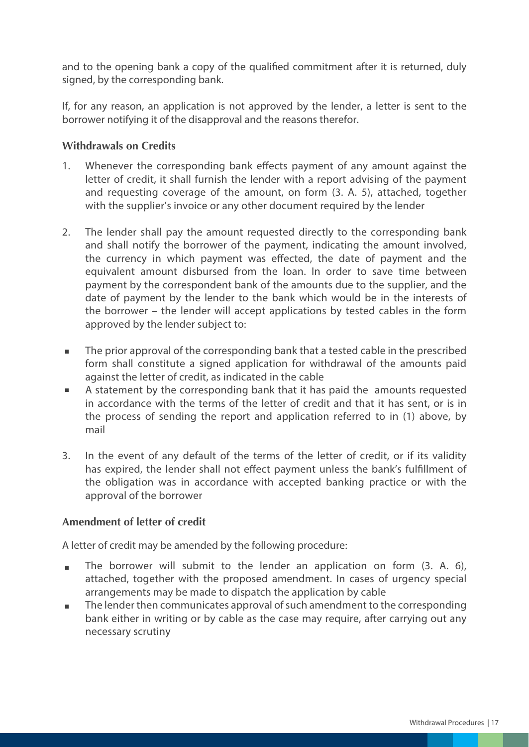and to the opening bank a copy of the qualified commitment after it is returned, duly signed, by the corresponding bank.

If, for any reason, an application is not approved by the lender, a letter is sent to the borrower notifying it of the disapproval and the reasons therefor.

### Withdrawals on Credits

1. Whenever the corresponding bank effects payment of any amount against the letter of credit, it shall furnish the lender with a report advising of the payment and requesting coverage of the amount, on form (3. A. 5), attached, together with the supplier's invoice or any other document required by the lender

2. The lender shall pay the amount requested directly to the corresponding bank and shall notify the borrower of the payment, indicating the amount involved, the currency in which payment was effected, the date of payment and the equivalent amount disbursed from the loan. In order to save time between payment by the correspondent bank of the amounts due to the supplier, and the date of payment by the lender to the bank which would be in the interests of the borrower – the lender will accept applications by tested cables in the form approved by the lender subject to:

- The prior approval of the corresponding bank that a tested cable in the prescribed form shall constitute a signed application for withdrawal of the amounts paid against the letter of credit, as indicated in the cable
- A statement by the corresponding bank that it has paid the amounts requested in accordance with the terms of the letter of credit and that it has sent, or is in the process of sending the report and application referred to in (1) above, by mail

3. In the event of any default of the terms of the letter of credit, or if its validity has expired, the lender shall not effect payment unless the bank's fulfillment of the obligation was in accordance with accepted banking practice or with the approval of the borrower

### Amendment of letter of credit

A letter of credit may be amended by the following procedure:

- The borrower will submit to the lender an application on form (3. A. 6), attached, together with the proposed amendment. In cases of urgency special arrangements may be made to dispatch the application by cable
- The lender then communicates approval of such amendment to the corresponding bank either in writing or by cable as the case may require, after carrying out any necessary scrutiny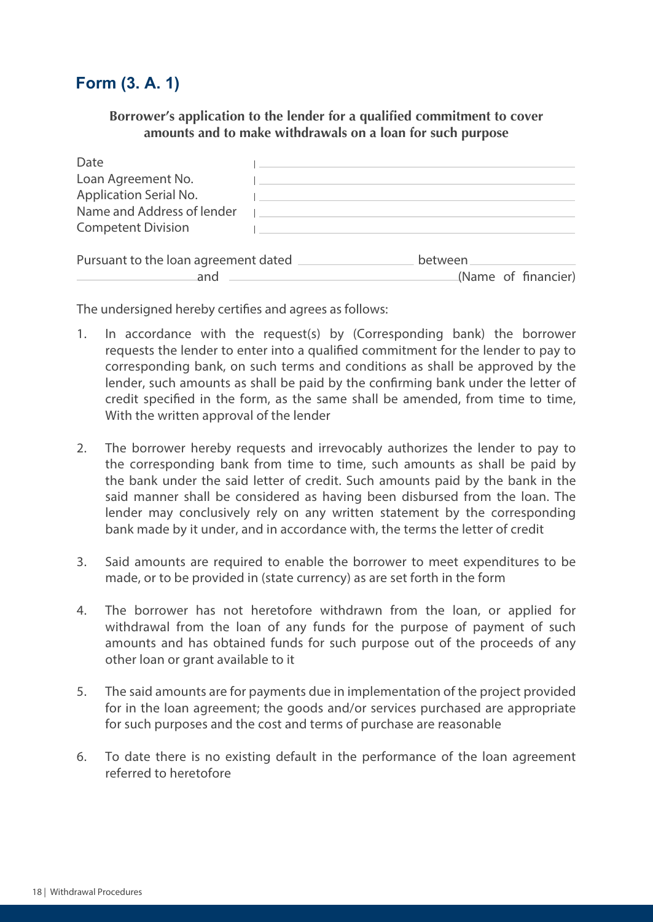## Form (3. A. 1)

**Borrower's application to the lender for a qualified commitment to cover amounts and to make withdrawals on a loan for such purpose**

| | |
|---|---|
| Date | : |
| Loan Agreement No. | : |
| Application Serial No. | : |
| Name and Address of lender | : |
| Competent Division | : |

Pursuant to the loan agreement dated ________________ between ________________ ________________ and ________________________________ (Name of financier)

The undersigned hereby certifies and agrees as follows:

1. In accordance with the request(s) by (Corresponding bank) the borrower requests the lender to enter into a qualified commitment for the lender to pay to corresponding bank, on such terms and conditions as shall be approved by the lender, such amounts as shall be paid by the confirming bank under the letter of credit specified in the form, as the same shall be amended, from time to time, With the written approval of the lender

2. The borrower hereby requests and irrevocably authorizes the lender to pay to the corresponding bank from time to time, such amounts as shall be paid by the bank under the said letter of credit. Such amounts paid by the bank in the said manner shall be considered as having been disbursed from the loan. The lender may conclusively rely on any written statement by the corresponding bank made by it under, and in accordance with, the terms the letter of credit

3. Said amounts are required to enable the borrower to meet expenditures to be made, or to be provided in (state currency) as are set forth in the form

4. The borrower has not heretofore withdrawn from the loan, or applied for withdrawal from the loan of any funds for the purpose of payment of such amounts and has obtained funds for such purpose out of the proceeds of any other loan or grant available to it

5. The said amounts are for payments due in implementation of the project provided for in the loan agreement; the goods and/or services purchased are appropriate for such purposes and the cost and terms of purchase are reasonable

6. To date there is no existing default in the performance of the loan agreement referred to heretofore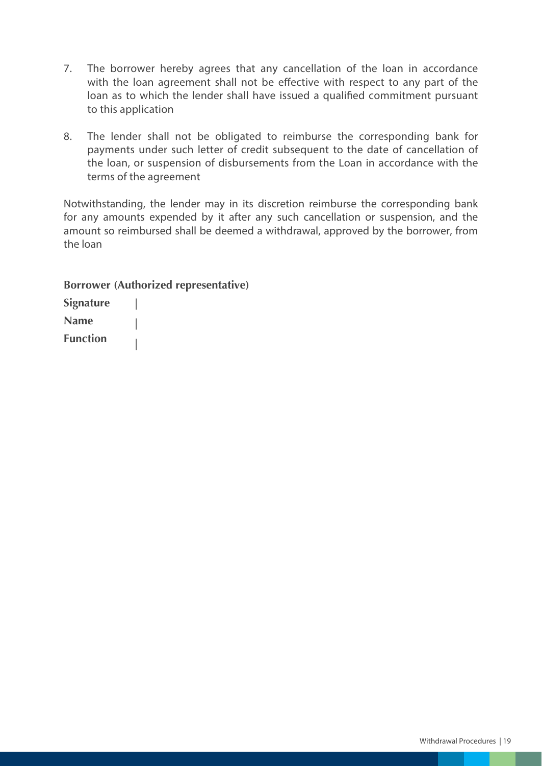7. The borrower hereby agrees that any cancellation of the loan in accordance with the loan agreement shall not be effective with respect to any part of the loan as to which the lender shall have issued a qualified commitment pursuant to this application

8. The lender shall not be obligated to reimburse the corresponding bank for payments under such letter of credit subsequent to the date of cancellation of the loan, or suspension of disbursements from the Loan in accordance with the terms of the agreement

Notwithstanding, the lender may in its discretion reimburse the corresponding bank for any amounts expended by it after any such cancellation or suspension, and the amount so reimbursed shall be deemed a withdrawal, approved by the borrower, from the loan

**Borrower (Authorized representative)**

**Signature** |

**Name** |

**Function** |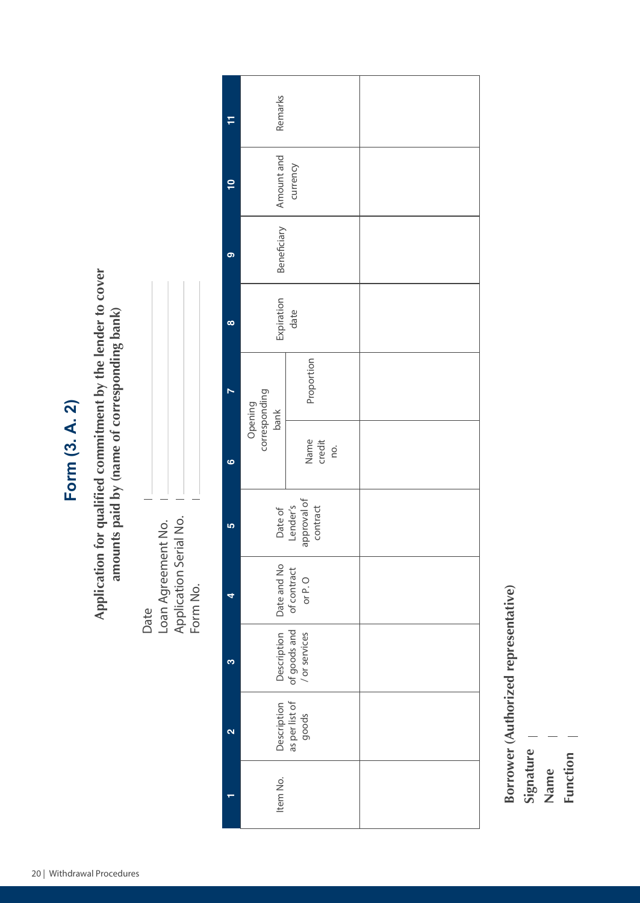# Form (3. A. 2)

## Application for qualified commitment by the lender to cover amounts paid by (name of corresponding bank)

Date

Loan Agreement No.

Application Serial No.

Form No.

| 1 | 2 | 3 | 4 | 5 | 6 | 7 | 8 | 9 | 10 | 11 |
|---|---|---|---|---|---|---|---|---|---|---|
| Item No. | Description as per list of goods | Description of goods and / or services | Date and No of contract or P.O | Date of Lender's approval of contract | Opening corresponding bank | | Expiration date | Beneficiary | Amount and currency | Remarks |
| | | | | | Name credit no. | Proportion | | | | |
| | | | | | | | | | | |

**Borrower (Authorized representative)**

**Signature**

**Name**

**Function**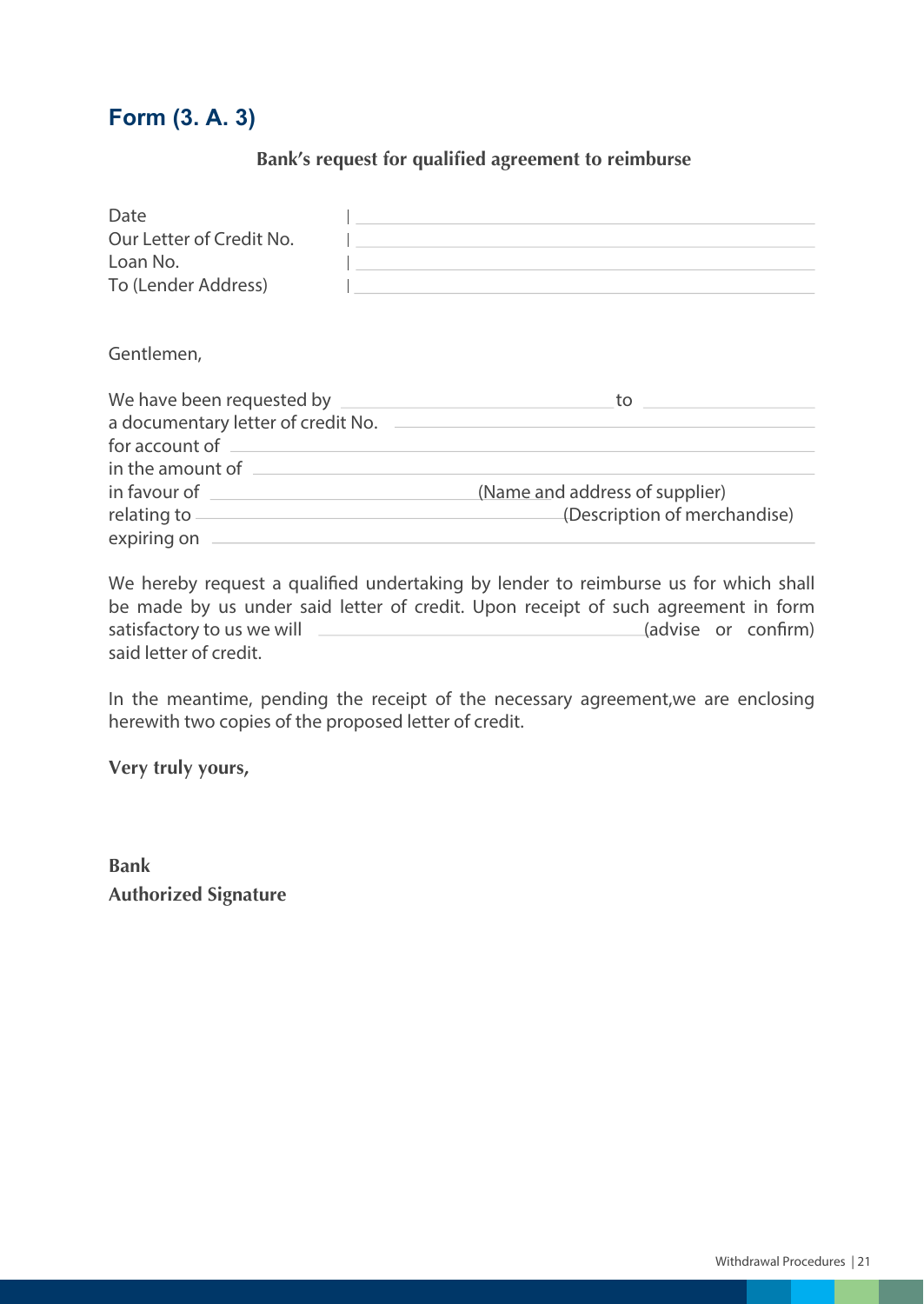## Form (3. A. 3)

**Bank's request for qualified agreement to reimburse**

Date | \_\_\_\_\_\_\_\_\_\_\_\_\_\_\_\_\_\_\_\_\_\_\_\_\_\_\_\_\_\_\_\_

Our Letter of Credit No. | \_\_\_\_\_\_\_\_\_\_\_\_\_\_\_\_\_\_\_\_\_\_\_\_\_\_\_\_\_\_\_\_

Loan No. | \_\_\_\_\_\_\_\_\_\_\_\_\_\_\_\_\_\_\_\_\_\_\_\_\_\_\_\_\_\_\_\_

To (Lender Address) | \_\_\_\_\_\_\_\_\_\_\_\_\_\_\_\_\_\_\_\_\_\_\_\_\_\_\_\_\_\_\_\_

Gentlemen,

We have been requested by \_\_\_\_\_\_\_\_\_\_\_\_\_\_\_\_\_\_\_\_ to \_\_\_\_\_\_\_\_\_\_\_\_
a documentary letter of credit No. \_\_\_\_\_\_\_\_\_\_\_\_\_\_\_\_\_\_\_\_\_\_\_\_\_\_\_\_
for account of \_\_\_\_\_\_\_\_\_\_\_\_\_\_\_\_\_\_\_\_\_\_\_\_\_\_\_\_\_\_\_\_\_\_\_\_\_\_\_\_
in the amount of \_\_\_\_\_\_\_\_\_\_\_\_\_\_\_\_\_\_\_\_\_\_\_\_\_\_\_\_\_\_\_\_\_\_\_\_\_\_
in favour of \_\_\_\_\_\_\_\_\_\_\_\_\_\_\_\_\_\_\_\_ (Name and address of supplier)
relating to \_\_\_\_\_\_\_\_\_\_\_\_\_\_\_\_\_\_\_\_\_\_\_\_\_\_\_\_ (Description of merchandise)
expiring on \_\_\_\_\_\_\_\_\_\_\_\_\_\_\_\_\_\_\_\_\_\_\_\_\_\_\_\_\_\_\_\_\_\_\_\_\_\_\_\_

We hereby request a qualified undertaking by lender to reimburse us for which shall be made by us under said letter of credit. Upon receipt of such agreement in form satisfactory to us we will \_\_\_\_\_\_\_\_\_\_\_\_\_\_\_\_\_\_\_\_\_\_\_\_\_\_\_\_ (advise or confirm) said letter of credit.

In the meantime, pending the receipt of the necessary agreement,we are enclosing herewith two copies of the proposed letter of credit.

**Very truly yours,**

**Bank**
**Authorized Signature**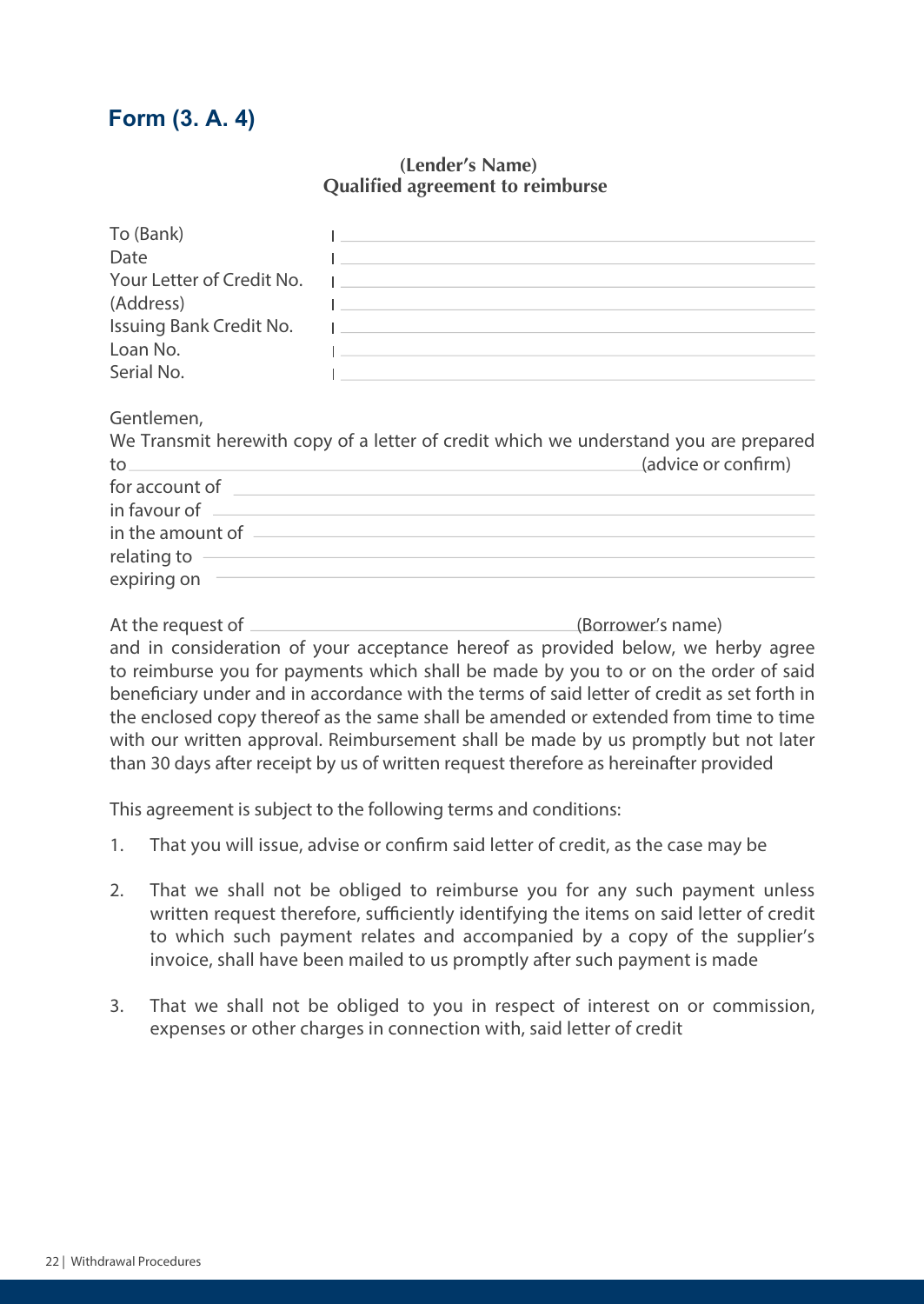## Form (3. A. 4)

**(Lender's Name)**
**Qualified agreement to reimburse**

| | |
|---|---|
| To (Bank) | |
| Date | |
| Your Letter of Credit No. | |
| (Address) | |
| Issuing Bank Credit No. | |
| Loan No. | |
| Serial No. | |

Gentlemen,

We Transmit herewith copy of a letter of credit which we understand you are prepared to \_\_\_\_\_\_\_\_\_\_\_\_\_\_\_\_\_\_\_\_ (advice or confirm)

for account of \_\_\_\_\_\_\_\_\_\_\_\_\_\_\_\_\_\_\_\_

in favour of \_\_\_\_\_\_\_\_\_\_\_\_\_\_\_\_\_\_\_\_

in the amount of \_\_\_\_\_\_\_\_\_\_\_\_\_\_\_\_\_\_\_\_

relating to \_\_\_\_\_\_\_\_\_\_\_\_\_\_\_\_\_\_\_\_

expiring on \_\_\_\_\_\_\_\_\_\_\_\_\_\_\_\_\_\_\_\_

At the request of \_\_\_\_\_\_\_\_\_\_\_\_\_\_\_\_\_\_\_\_ (Borrower's name) and in consideration of your acceptance hereof as provided below, we herby agree to reimburse you for payments which shall be made by you to or on the order of said beneficiary under and in accordance with the terms of said letter of credit as set forth in the enclosed copy thereof as the same shall be amended or extended from time to time with our written approval. Reimbursement shall be made by us promptly but not later than 30 days after receipt by us of written request therefore as hereinafter provided

This agreement is subject to the following terms and conditions:

1. That you will issue, advise or confirm said letter of credit, as the case may be
2. That we shall not be obliged to reimburse you for any such payment unless written request therefore, sufficiently identifying the items on said letter of credit to which such payment relates and accompanied by a copy of the supplier's invoice, shall have been mailed to us promptly after such payment is made
3. That we shall not be obliged to you in respect of interest on or commission, expenses or other charges in connection with, said letter of credit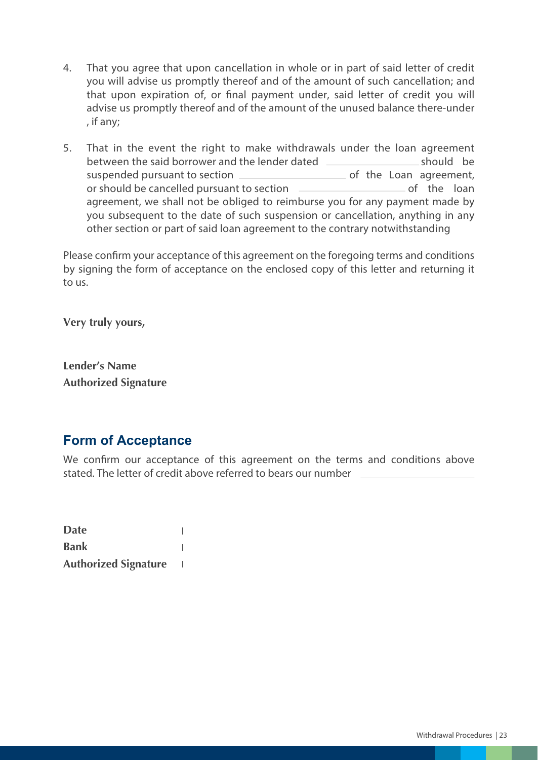4. That you agree that upon cancellation in whole or in part of said letter of credit you will advise us promptly thereof and of the amount of such cancellation; and that upon expiration of, or final payment under, said letter of credit you will advise us promptly thereof and of the amount of the unused balance there-under , if any;

5. That in the event the right to make withdrawals under the loan agreement between the said borrower and the lender dated \_\_\_\_\_\_\_\_\_\_\_\_\_\_\_\_ should be suspended pursuant to section \_\_\_\_\_\_\_\_\_\_\_\_\_\_\_\_\_\_ of the Loan agreement, or should be cancelled pursuant to section \_\_\_\_\_\_\_\_\_\_\_\_\_\_\_\_\_\_ of the loan agreement, we shall not be obliged to reimburse you for any payment made by you subsequent to the date of such suspension or cancellation, anything in any other section or part of said loan agreement to the contrary notwithstanding

Please confirm your acceptance of this agreement on the foregoing terms and conditions by signing the form of acceptance on the enclosed copy of this letter and returning it to us.

**Very truly yours,**

**Lender's Name**
**Authorized Signature**

## Form of Acceptance

We confirm our acceptance of this agreement on the terms and conditions above stated. The letter of credit above referred to bears our number \_\_\_\_\_\_\_\_\_\_\_\_\_\_\_\_\_\_

**Date** |
**Bank** |
**Authorized Signature** |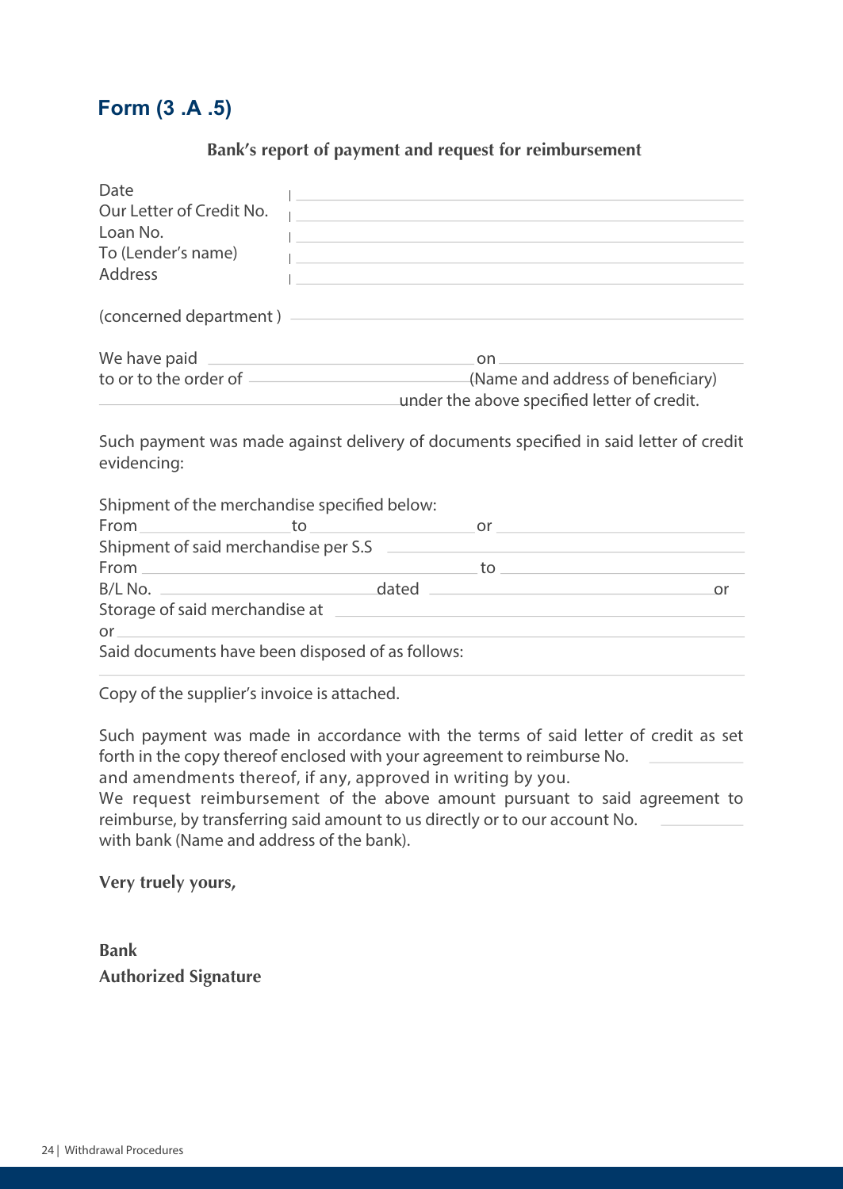## Form (3 .A .5)

**Bank's report of payment and request for reimbursement**

Date | \_\_\_\_\_\_\_\_\_\_\_\_\_\_\_\_\_\_\_\_\_\_\_\_\_\_\_\_\_\_

Our Letter of Credit No. | \_\_\_\_\_\_\_\_\_\_\_\_\_\_\_\_\_\_\_\_\_\_\_\_\_\_\_\_\_\_

Loan No. | \_\_\_\_\_\_\_\_\_\_\_\_\_\_\_\_\_\_\_\_\_\_\_\_\_\_\_\_\_\_

To (Lender's name) | \_\_\_\_\_\_\_\_\_\_\_\_\_\_\_\_\_\_\_\_\_\_\_\_\_\_\_\_\_\_

Address | \_\_\_\_\_\_\_\_\_\_\_\_\_\_\_\_\_\_\_\_\_\_\_\_\_\_\_\_\_\_

(concerned department ) \_\_\_\_\_\_\_\_\_\_\_\_\_\_\_\_\_\_\_\_\_\_\_\_\_\_\_\_\_\_

We have paid \_\_\_\_\_\_\_\_\_\_\_\_\_\_\_\_\_\_\_\_ on \_\_\_\_\_\_\_\_\_\_\_\_\_\_\_\_\_\_\_\_

to or to the order of \_\_\_\_\_\_\_\_\_\_\_\_\_\_\_\_\_\_\_\_(Name and address of beneficiary)

\_\_\_\_\_\_\_\_\_\_\_\_\_\_\_\_\_\_\_\_under the above specified letter of credit.

Such payment was made against delivery of documents specified in said letter of credit evidencing:

Shipment of the merchandise specified below:

From \_\_\_\_\_\_\_\_\_\_ to \_\_\_\_\_\_\_\_\_\_ or \_\_\_\_\_\_\_\_\_\_\_\_\_\_\_\_\_\_\_\_

Shipment of said merchandise per S.S \_\_\_\_\_\_\_\_\_\_\_\_\_\_\_\_\_\_\_\_

From \_\_\_\_\_\_\_\_\_\_\_\_\_\_\_\_\_\_\_\_ to \_\_\_\_\_\_\_\_\_\_\_\_\_\_\_\_\_\_\_\_

B/L No. \_\_\_\_\_\_\_\_\_\_\_\_\_\_\_\_\_\_\_\_dated \_\_\_\_\_\_\_\_\_\_\_\_\_\_\_\_\_\_\_\_or

Storage of said merchandise at \_\_\_\_\_\_\_\_\_\_\_\_\_\_\_\_\_\_\_\_

or \_\_\_\_\_\_\_\_\_\_\_\_\_\_\_\_\_\_\_\_\_\_\_\_\_\_\_\_\_\_\_\_\_\_\_\_\_\_\_\_

Said documents have been disposed of as follows:

\_\_\_\_\_\_\_\_\_\_\_\_\_\_\_\_\_\_\_\_\_\_\_\_\_\_\_\_\_\_\_\_\_\_\_\_\_\_\_\_

Copy of the supplier's invoice is attached.

Such payment was made in accordance with the terms of said letter of credit as set forth in the copy thereof enclosed with your agreement to reimburse No. \_\_\_\_\_\_\_\_\_\_ and amendments thereof, if any, approved in writing by you.

We request reimbursement of the above amount pursuant to said agreement to reimburse, by transferring said amount to us directly or to our account No. \_\_\_\_\_\_\_\_\_\_ with bank (Name and address of the bank).

**Very truely yours,**

**Bank**

**Authorized Signature**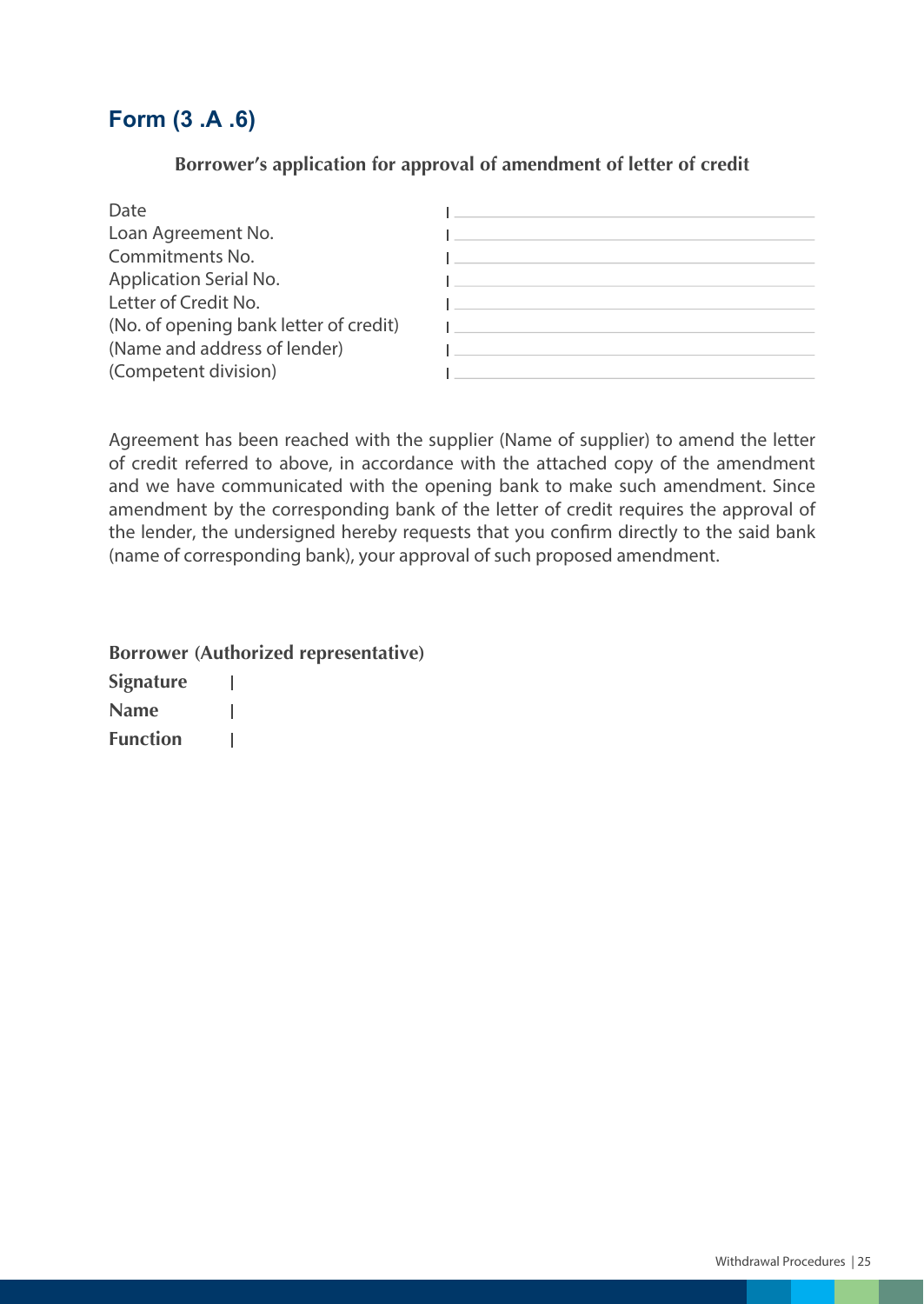## Form (3 .A .6)

**Borrower's application for approval of amendment of letter of credit**

| | |
|---|---|
| Date | |
| Loan Agreement No. | |
| Commitments No. | |
| Application Serial No. | |
| Letter of Credit No. | |
| (No. of opening bank letter of credit) | |
| (Name and address of lender) | |
| (Competent division) | |

Agreement has been reached with the supplier (Name of supplier) to amend the letter of credit referred to above, in accordance with the attached copy of the amendment and we have communicated with the opening bank to make such amendment. Since amendment by the corresponding bank of the letter of credit requires the approval of the lender, the undersigned hereby requests that you confirm directly to the said bank (name of corresponding bank), your approval of such proposed amendment.

**Borrower (Authorized representative)**

**Signature** |

**Name** |

**Function** |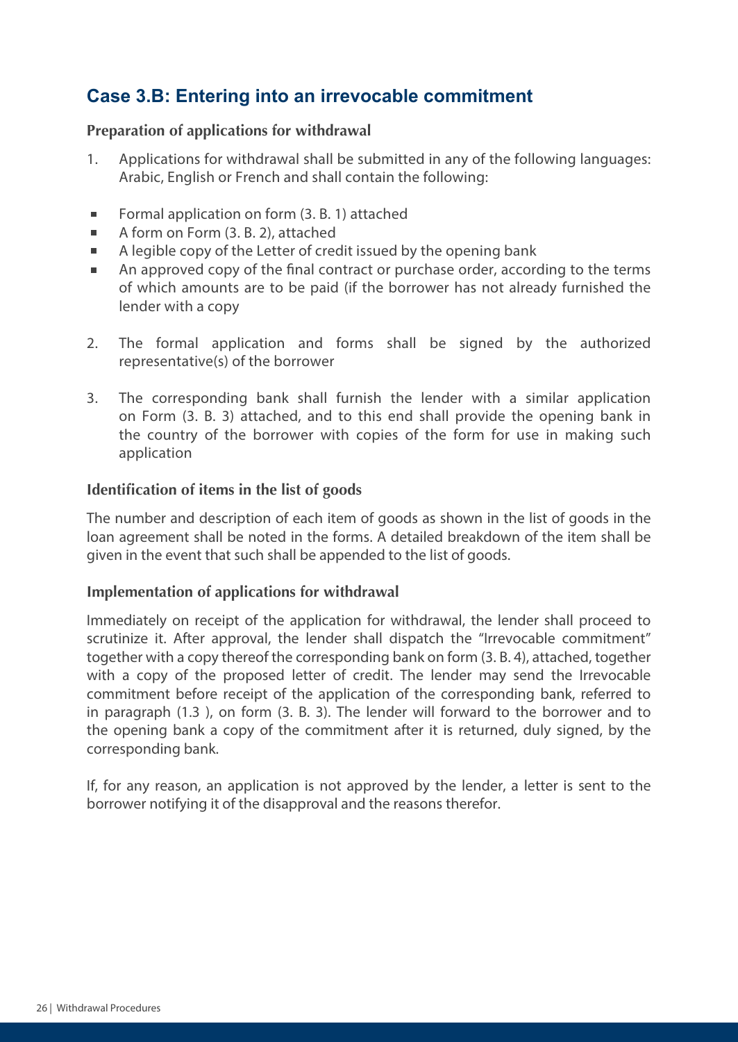## Case 3.B: Entering into an irrevocable commitment

### Preparation of applications for withdrawal

1. Applications for withdrawal shall be submitted in any of the following languages: Arabic, English or French and shall contain the following:

- Formal application on form (3. B. 1) attached
- A form on Form (3. B. 2), attached
- A legible copy of the Letter of credit issued by the opening bank
- An approved copy of the final contract or purchase order, according to the terms of which amounts are to be paid (if the borrower has not already furnished the lender with a copy

2. The formal application and forms shall be signed by the authorized representative(s) of the borrower

3. The corresponding bank shall furnish the lender with a similar application on Form (3. B. 3) attached, and to this end shall provide the opening bank in the country of the borrower with copies of the form for use in making such application

### Identification of items in the list of goods

The number and description of each item of goods as shown in the list of goods in the loan agreement shall be noted in the forms. A detailed breakdown of the item shall be given in the event that such shall be appended to the list of goods.

### Implementation of applications for withdrawal

Immediately on receipt of the application for withdrawal, the lender shall proceed to scrutinize it. After approval, the lender shall dispatch the "Irrevocable commitment" together with a copy thereof the corresponding bank on form (3. B. 4), attached, together with a copy of the proposed letter of credit. The lender may send the Irrevocable commitment before receipt of the application of the corresponding bank, referred to in paragraph (1.3 ), on form (3. B. 3). The lender will forward to the borrower and to the opening bank a copy of the commitment after it is returned, duly signed, by the corresponding bank.

If, for any reason, an application is not approved by the lender, a letter is sent to the borrower notifying it of the disapproval and the reasons therefor.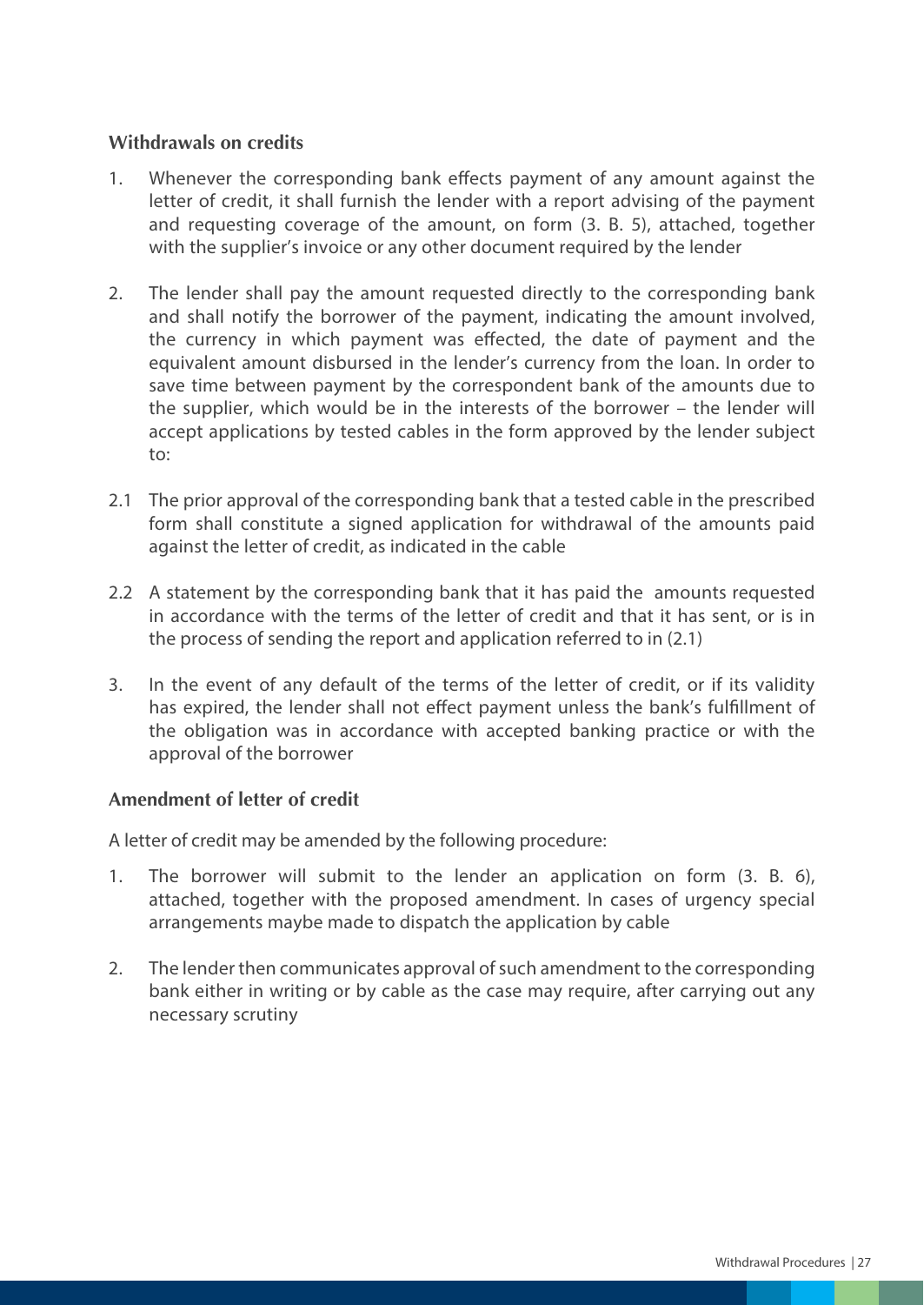**Withdrawals on credits**

1. Whenever the corresponding bank effects payment of any amount against the letter of credit, it shall furnish the lender with a report advising of the payment and requesting coverage of the amount, on form (3. B. 5), attached, together with the supplier's invoice or any other document required by the lender

2. The lender shall pay the amount requested directly to the corresponding bank and shall notify the borrower of the payment, indicating the amount involved, the currency in which payment was effected, the date of payment and the equivalent amount disbursed in the lender's currency from the loan. In order to save time between payment by the correspondent bank of the amounts due to the supplier, which would be in the interests of the borrower – the lender will accept applications by tested cables in the form approved by the lender subject to:

2.1 The prior approval of the corresponding bank that a tested cable in the prescribed form shall constitute a signed application for withdrawal of the amounts paid against the letter of credit, as indicated in the cable

2.2 A statement by the corresponding bank that it has paid the amounts requested in accordance with the terms of the letter of credit and that it has sent, or is in the process of sending the report and application referred to in (2.1)

3. In the event of any default of the terms of the letter of credit, or if its validity has expired, the lender shall not effect payment unless the bank's fulfillment of the obligation was in accordance with accepted banking practice or with the approval of the borrower

**Amendment of letter of credit**

A letter of credit may be amended by the following procedure:

1. The borrower will submit to the lender an application on form (3. B. 6), attached, together with the proposed amendment. In cases of urgency special arrangements maybe made to dispatch the application by cable

2. The lender then communicates approval of such amendment to the corresponding bank either in writing or by cable as the case may require, after carrying out any necessary scrutiny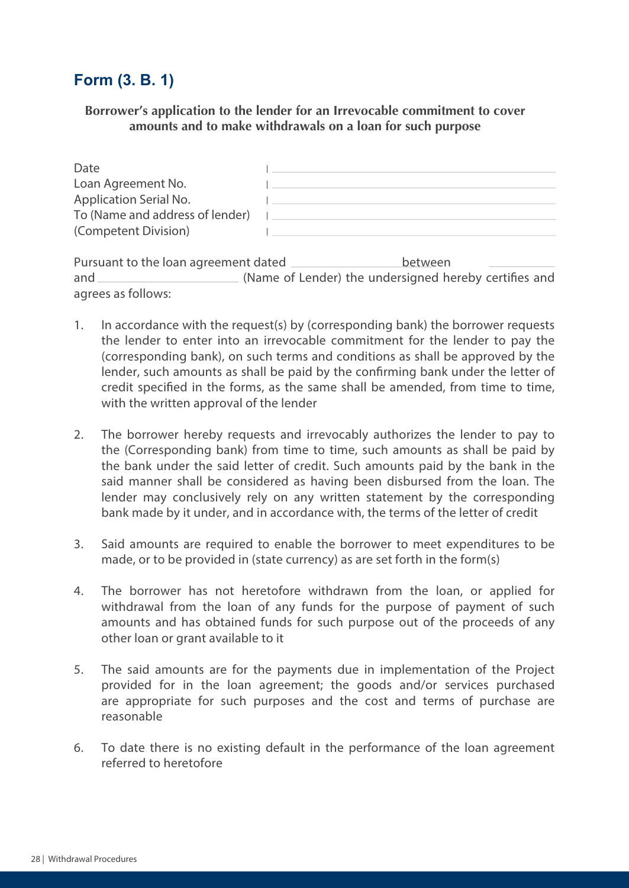## Form (3. B. 1)

**Borrower's application to the lender for an Irrevocable commitment to cover amounts and to make withdrawals on a loan for such purpose**

| | |
|---|---|
| Date | |
| Loan Agreement No. | |
| Application Serial No. | |
| To (Name and address of lender) | |
| (Competent Division) | |

Pursuant to the loan agreement dated ____________ between ____________ and ________________ (Name of Lender) the undersigned hereby certifies and agrees as follows:

1. In accordance with the request(s) by (corresponding bank) the borrower requests the lender to enter into an irrevocable commitment for the lender to pay the (corresponding bank), on such terms and conditions as shall be approved by the lender, such amounts as shall be paid by the confirming bank under the letter of credit specified in the forms, as the same shall be amended, from time to time, with the written approval of the lender

2. The borrower hereby requests and irrevocably authorizes the lender to pay to the (Corresponding bank) from time to time, such amounts as shall be paid by the bank under the said letter of credit. Such amounts paid by the bank in the said manner shall be considered as having been disbursed from the loan. The lender may conclusively rely on any written statement by the corresponding bank made by it under, and in accordance with, the terms of the letter of credit

3. Said amounts are required to enable the borrower to meet expenditures to be made, or to be provided in (state currency) as are set forth in the form(s)

4. The borrower has not heretofore withdrawn from the loan, or applied for withdrawal from the loan of any funds for the purpose of payment of such amounts and has obtained funds for such purpose out of the proceeds of any other loan or grant available to it

5. The said amounts are for the payments due in implementation of the Project provided for in the loan agreement; the goods and/or services purchased are appropriate for such purposes and the cost and terms of purchase are reasonable

6. To date there is no existing default in the performance of the loan agreement referred to heretofore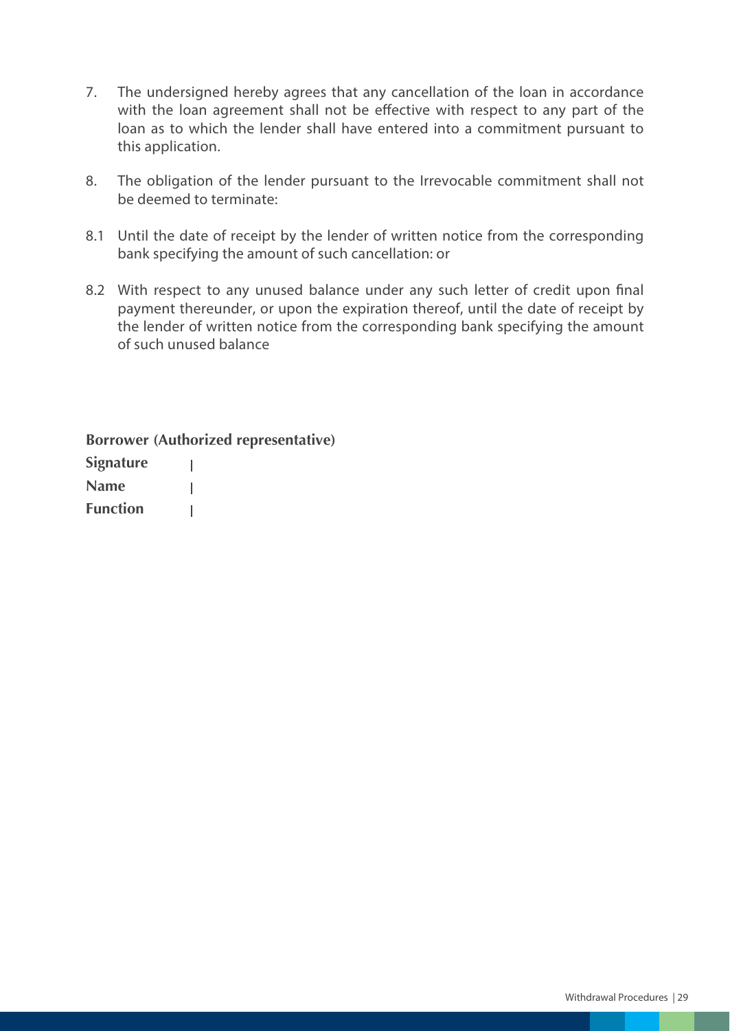7. The undersigned hereby agrees that any cancellation of the loan in accordance with the loan agreement shall not be effective with respect to any part of the loan as to which the lender shall have entered into a commitment pursuant to this application.

8. The obligation of the lender pursuant to the Irrevocable commitment shall not be deemed to terminate:

8.1 Until the date of receipt by the lender of written notice from the corresponding bank specifying the amount of such cancellation: or

8.2 With respect to any unused balance under any such letter of credit upon final payment thereunder, or upon the expiration thereof, until the date of receipt by the lender of written notice from the corresponding bank specifying the amount of such unused balance

**Borrower (Authorized representative)**

**Signature** |

**Name** |

**Function** |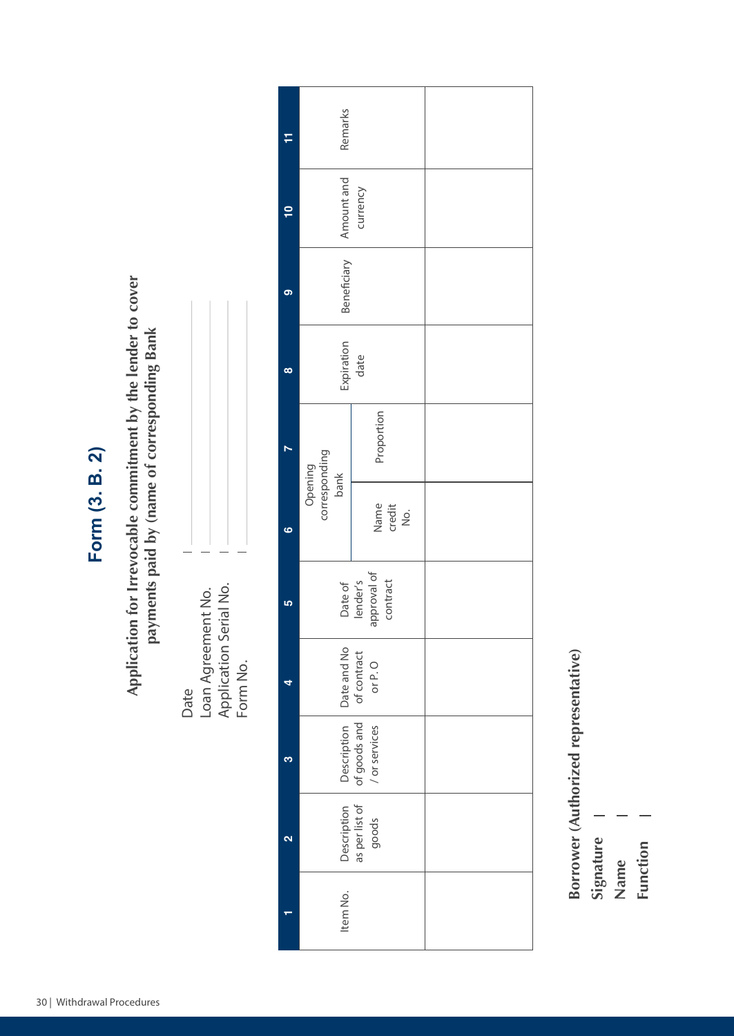# Form (3. B. 2)

## Application for Irrevocable commitment by the lender to cover payments paid by (name of corresponding Bank

Date |

Loan Agreement No. |

Application Serial No. |

Form No. |

| 1 | 2 | 3 | 4 | 5 | 6 | 7 | 8 | 9 | 10 | 11 |
|---|---|---|---|---|---|---|---|---|---|---|
| Item No. | Description as per list of goods | Description of goods and / or services | Date and No of contract or P. O | Date of lender's approval of contract | Opening corresponding bank | | Expiration date | Beneficiary | Amount and currency | Remarks |
| | | | | | Name credit No. | Proportion | | | | |
| | | | | | | | | | | |

**Borrower (Authorized representative)**

**Signature** |

**Name** |

**Function** |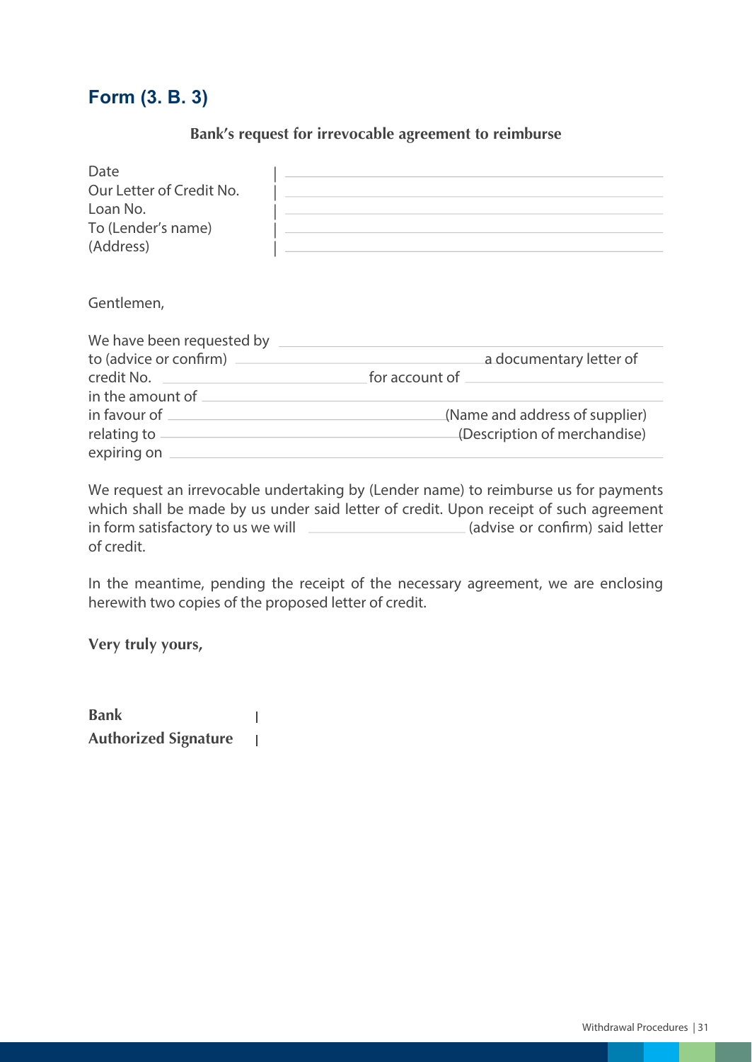## Form (3. B. 3)

**Bank's request for irrevocable agreement to reimburse**

| | |
|---|---|
| Date | |
| Our Letter of Credit No. | |
| Loan No. | |
| To (Lender's name) | |
| (Address) | |

Gentlemen,

We have been requested by ______________________________
to (advice or confirm) ______________________________ a documentary letter of
credit No. ______________________ for account of ______________________
in the amount of ______________________________
in favour of ______________________________ (Name and address of supplier)
relating to ______________________________ (Description of merchandise)
expiring on ______________________________

We request an irrevocable undertaking by (Lender name) to reimburse us for payments which shall be made by us under said letter of credit. Upon receipt of such agreement in form satisfactory to us we will ______________ (advise or confirm) said letter of credit.

In the meantime, pending the receipt of the necessary agreement, we are enclosing herewith two copies of the proposed letter of credit.

**Very truly yours,**

| | |
|---|---|
| **Bank** | |
| **Authorized Signature** | |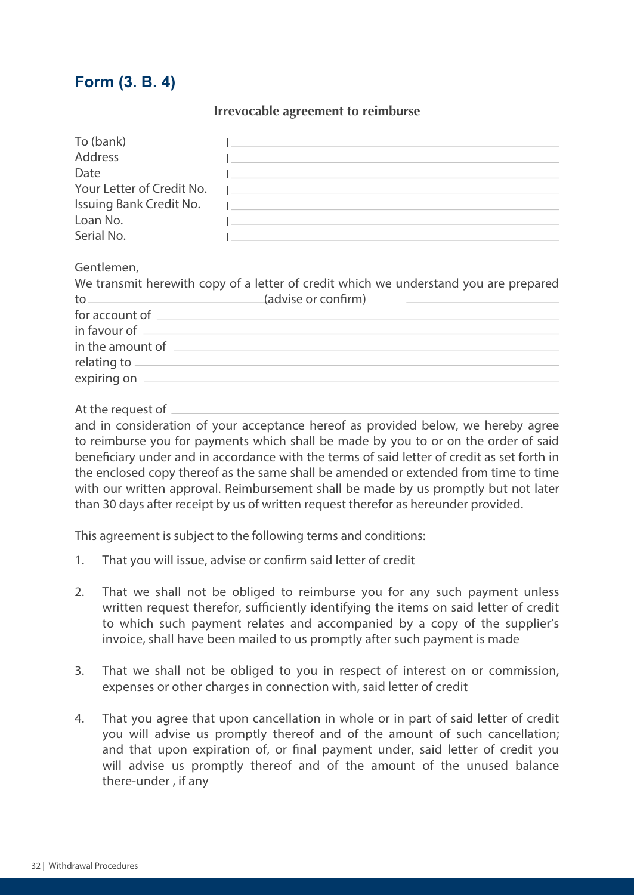## Form (3. B. 4)

**Irrevocable agreement to reimburse**

To (bank) | ____________________

Address | ____________________

Date | ____________________

Your Letter of Credit No. | ____________________

Issuing Bank Credit No. | ____________________

Loan No. | ____________________

Serial No. | ____________________

Gentlemen,

We transmit herewith copy of a letter of credit which we understand you are prepared to ____________________ (advise or confirm) ____________________

for account of ____________________

in favour of ____________________

in the amount of ____________________

relating to ____________________

expiring on ____________________

At the request of ____________________

and in consideration of your acceptance hereof as provided below, we hereby agree to reimburse you for payments which shall be made by you to or on the order of said beneficiary under and in accordance with the terms of said letter of credit as set forth in the enclosed copy thereof as the same shall be amended or extended from time to time with our written approval. Reimbursement shall be made by us promptly but not later than 30 days after receipt by us of written request therefor as hereunder provided.

This agreement is subject to the following terms and conditions:

1. That you will issue, advise or confirm said letter of credit

2. That we shall not be obliged to reimburse you for any such payment unless written request therefor, sufficiently identifying the items on said letter of credit to which such payment relates and accompanied by a copy of the supplier's invoice, shall have been mailed to us promptly after such payment is made

3. That we shall not be obliged to you in respect of interest on or commission, expenses or other charges in connection with, said letter of credit

4. That you agree that upon cancellation in whole or in part of said letter of credit you will advise us promptly thereof and of the amount of such cancellation; and that upon expiration of, or final payment under, said letter of credit you will advise us promptly thereof and of the amount of the unused balance there-under , if any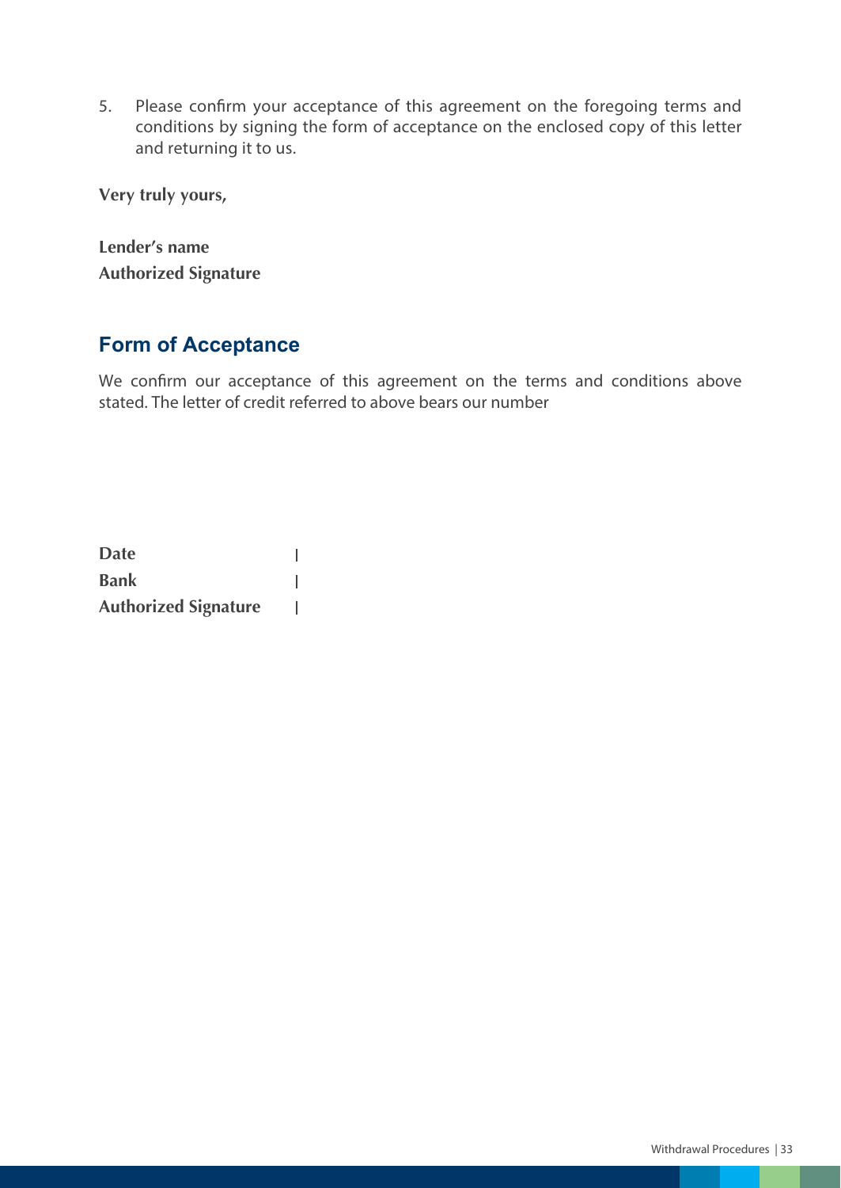5. Please confirm your acceptance of this agreement on the foregoing terms and conditions by signing the form of acceptance on the enclosed copy of this letter and returning it to us.

**Very truly yours,**

**Lender's name**
**Authorized Signature**

## Form of Acceptance

We confirm our acceptance of this agreement on the terms and conditions above stated. The letter of credit referred to above bears our number

**Date** |
**Bank** |
**Authorized Signature** |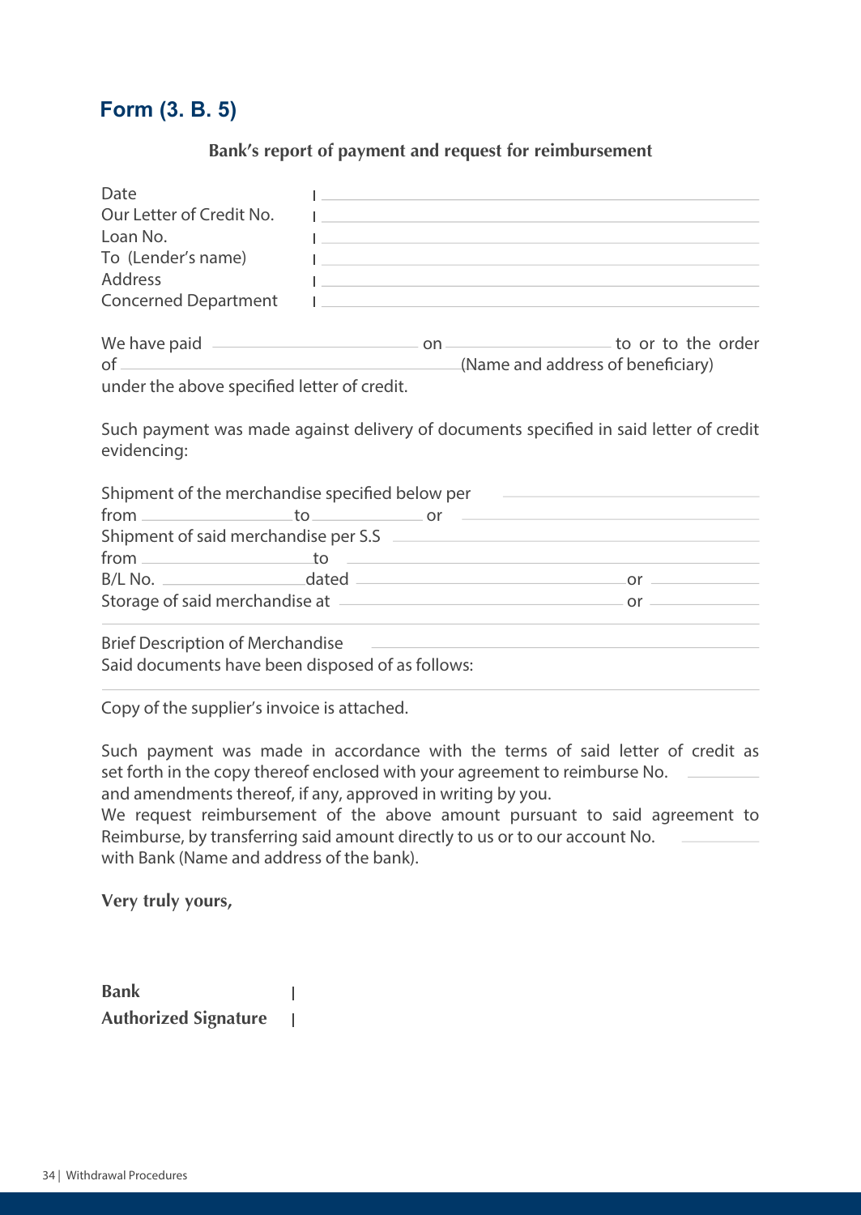## Form (3. B. 5)

**Bank's report of payment and request for reimbursement**

Date | ______________________________
Our Letter of Credit No. | ______________________________
Loan No. | ______________________________
To (Lender's name) | ______________________________
Address | ______________________________
Concerned Department | ______________________________

We have paid ______________ on ______________ to or to the order of ______________ (Name and address of beneficiary) under the above specified letter of credit.

Such payment was made against delivery of documents specified in said letter of credit evidencing:

Shipment of the merchandise specified below per ______________
from ______________ to ______________ or ______________
Shipment of said merchandise per S.S ______________
from ______________ to ______________
B/L No. ______________ dated ______________ or ______________
Storage of said merchandise at ______________ or ______________

______________________________

Brief Description of Merchandise ______________
Said documents have been disposed of as follows:

______________________________

Copy of the supplier's invoice is attached.

Such payment was made in accordance with the terms of said letter of credit as set forth in the copy thereof enclosed with your agreement to reimburse No. ______ and amendments thereof, if any, approved in writing by you.
We request reimbursement of the above amount pursuant to said agreement to Reimburse, by transferring said amount directly to us or to our account No. ______ with Bank (Name and address of the bank).

**Very truly yours,**

**Bank** |
**Authorized Signature** |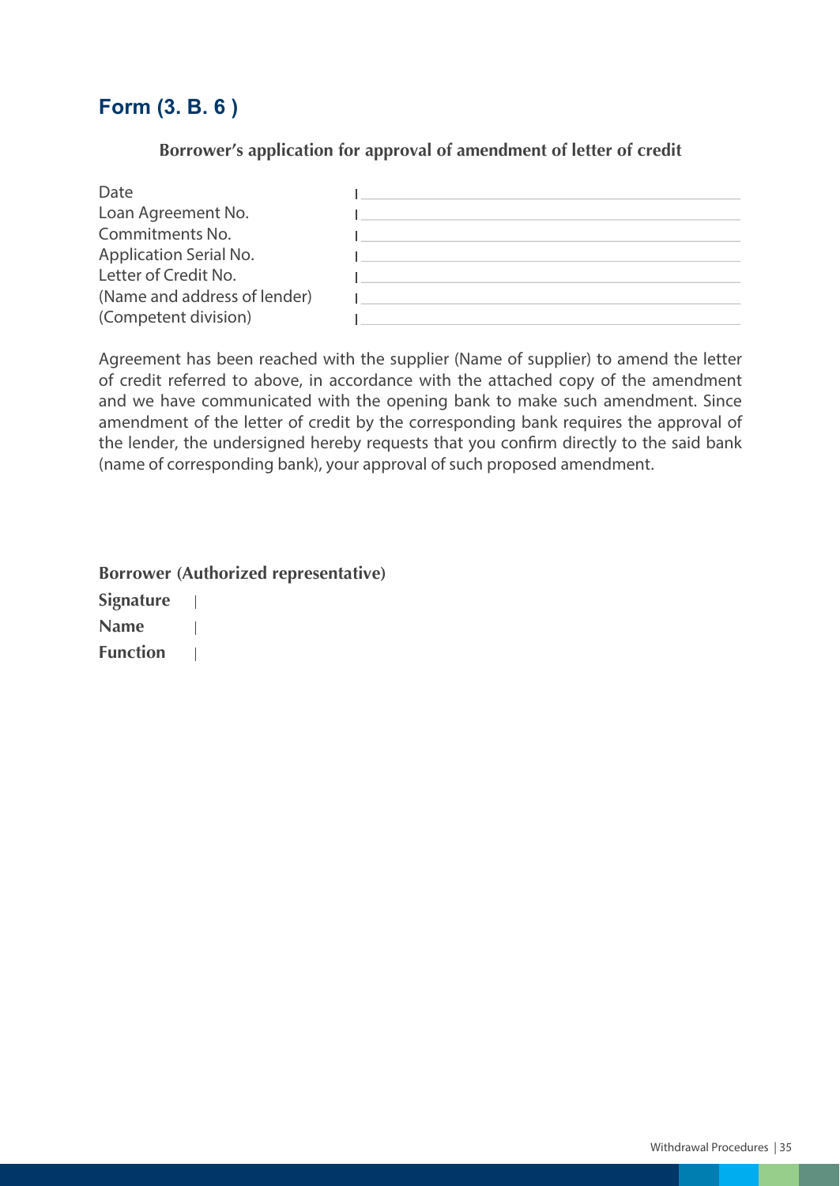## Form (3. B. 6 )

**Borrower's application for approval of amendment of letter of credit**

| | |
|---|---|
| Date | |
| Loan Agreement No. | |
| Commitments No. | |
| Application Serial No. | |
| Letter of Credit No. | |
| (Name and address of lender) | |
| (Competent division) | |

Agreement has been reached with the supplier (Name of supplier) to amend the letter of credit referred to above, in accordance with the attached copy of the amendment and we have communicated with the opening bank to make such amendment. Since amendment of the letter of credit by the corresponding bank requires the approval of the lender, the undersigned hereby requests that you confirm directly to the said bank (name of corresponding bank), your approval of such proposed amendment.

**Borrower (Authorized representative)**

**Signature** |

**Name** |

**Function** |